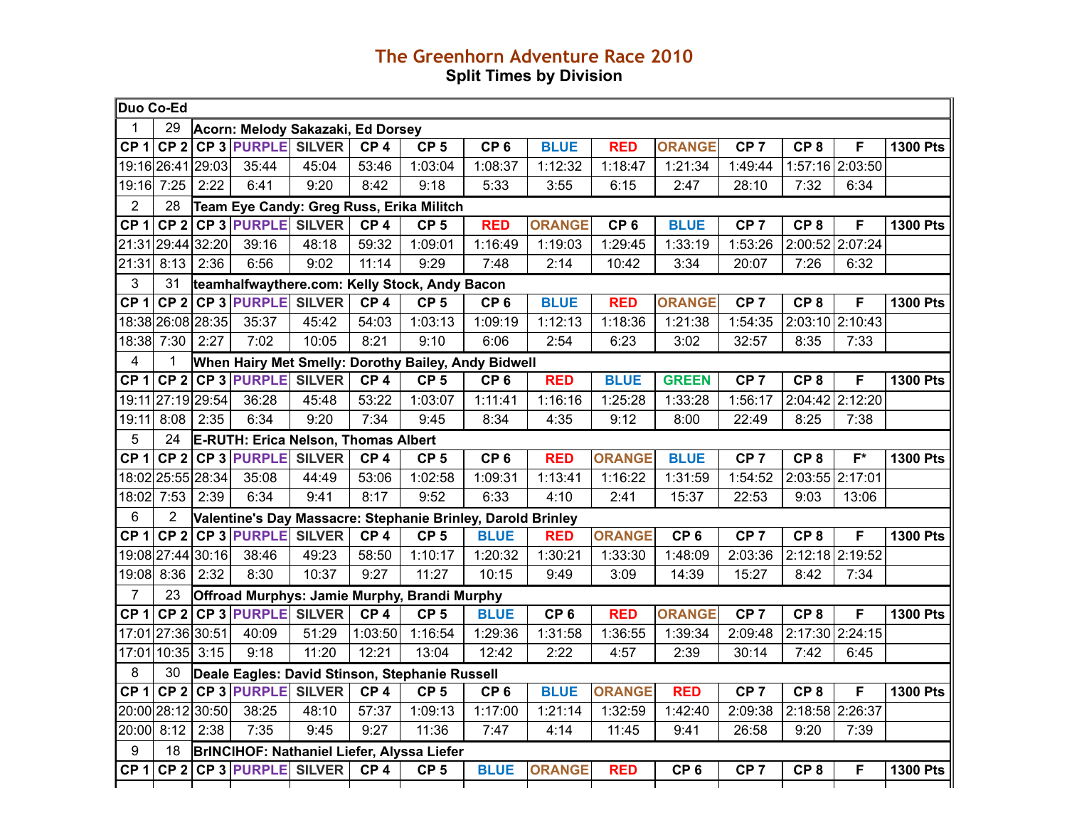# The Greenhorn Adventure Race 2010

## Split Times by Division

| Duo Co-Ed | | | | | | | | | | | | | | |
|---|---|---|---|---|---|---|---|---|---|---|---|---|---|---|
| 1 | 29 | Acorn: Melody Sakazaki, Ed Dorsey | | | | | | | | | | | | |
| CP 1 | CP 2 | CP 3 | PURPLE | SILVER | CP 4 | CP 5 | CP 6 | BLUE | RED | ORANGE | CP 7 | CP 8 | F | 1300 Pts |
| 19:16 | 26:41 | 29:03 | 35:44 | 45:04 | 53:46 | 1:03:04 | 1:08:37 | 1:12:32 | 1:18:47 | 1:21:34 | 1:49:44 | 1:57:16 | 2:03:50 | |
| 19:16 | 7:25 | 2:22 | 6:41 | 9:20 | 8:42 | 9:18 | 5:33 | 3:55 | 6:15 | 2:47 | 28:10 | 7:32 | 6:34 | |
| 2 | 28 | Team Eye Candy: Greg Russ, Erika Militch | | | | | | | | | | | | |
| CP 1 | CP 2 | CP 3 | PURPLE | SILVER | CP 4 | CP 5 | RED | ORANGE | CP 6 | BLUE | CP 7 | CP 8 | F | 1300 Pts |
| 21:31 | 29:44 | 32:20 | 39:16 | 48:18 | 59:32 | 1:09:01 | 1:16:49 | 1:19:03 | 1:29:45 | 1:33:19 | 1:53:26 | 2:00:52 | 2:07:24 | |
| 21:31 | 8:13 | 2:36 | 6:56 | 9:02 | 11:14 | 9:29 | 7:48 | 2:14 | 10:42 | 3:34 | 20:07 | 7:26 | 6:32 | |
| 3 | 31 | teamhalfwaythere.com: Kelly Stock, Andy Bacon | | | | | | | | | | | | |
| CP 1 | CP 2 | CP 3 | PURPLE | SILVER | CP 4 | CP 5 | CP 6 | BLUE | RED | ORANGE | CP 7 | CP 8 | F | 1300 Pts |
| 18:38 | 26:08 | 28:35 | 35:37 | 45:42 | 54:03 | 1:03:13 | 1:09:19 | 1:12:13 | 1:18:36 | 1:21:38 | 1:54:35 | 2:03:10 | 2:10:43 | |
| 18:38 | 7:30 | 2:27 | 7:02 | 10:05 | 8:21 | 9:10 | 6:06 | 2:54 | 6:23 | 3:02 | 32:57 | 8:35 | 7:33 | |
| 4 | 1 | When Hairy Met Smelly: Dorothy Bailey, Andy Bidwell | | | | | | | | | | | | |
| CP 1 | CP 2 | CP 3 | PURPLE | SILVER | CP 4 | CP 5 | CP 6 | RED | BLUE | GREEN | CP 7 | CP 8 | F | 1300 Pts |
| 19:11 | 27:19 | 29:54 | 36:28 | 45:48 | 53:22 | 1:03:07 | 1:11:41 | 1:16:16 | 1:25:28 | 1:33:28 | 1:56:17 | 2:04:42 | 2:12:20 | |
| 19:11 | 8:08 | 2:35 | 6:34 | 9:20 | 7:34 | 9:45 | 8:34 | 4:35 | 9:12 | 8:00 | 22:49 | 8:25 | 7:38 | |
| 5 | 24 | E-RUTH: Erica Nelson, Thomas Albert | | | | | | | | | | | | |
| CP 1 | CP 2 | CP 3 | PURPLE | SILVER | CP 4 | CP 5 | CP 6 | RED | ORANGE | BLUE | CP 7 | CP 8 | F* | 1300 Pts |
| 18:02 | 25:55 | 28:34 | 35:08 | 44:49 | 53:06 | 1:02:58 | 1:09:31 | 1:13:41 | 1:16:22 | 1:31:59 | 1:54:52 | 2:03:55 | 2:17:01 | |
| 18:02 | 7:53 | 2:39 | 6:34 | 9:41 | 8:17 | 9:52 | 6:33 | 4:10 | 2:41 | 15:37 | 22:53 | 9:03 | 13:06 | |
| 6 | 2 | Valentine's Day Massacre: Stephanie Brinley, Darold Brinley | | | | | | | | | | | | |
| CP 1 | CP 2 | CP 3 | PURPLE | SILVER | CP 4 | CP 5 | BLUE | RED | ORANGE | CP 6 | CP 7 | CP 8 | F | 1300 Pts |
| 19:08 | 27:44 | 30:16 | 38:46 | 49:23 | 58:50 | 1:10:17 | 1:20:32 | 1:30:21 | 1:33:30 | 1:48:09 | 2:03:36 | 2:12:18 | 2:19:52 | |
| 19:08 | 8:36 | 2:32 | 8:30 | 10:37 | 9:27 | 11:27 | 10:15 | 9:49 | 3:09 | 14:39 | 15:27 | 8:42 | 7:34 | |
| 7 | 23 | Offroad Murphys: Jamie Murphy, Brandi Murphy | | | | | | | | | | | | |
| CP 1 | CP 2 | CP 3 | PURPLE | SILVER | CP 4 | CP 5 | BLUE | CP 6 | RED | ORANGE | CP 7 | CP 8 | F | 1300 Pts |
| 17:01 | 27:36 | 30:51 | 40:09 | 51:29 | 1:03:50 | 1:16:54 | 1:29:36 | 1:31:58 | 1:36:55 | 1:39:34 | 2:09:48 | 2:17:30 | 2:24:15 | |
| 17:01 | 10:35 | 3:15 | 9:18 | 11:20 | 12:21 | 13:04 | 12:42 | 2:22 | 4:57 | 2:39 | 30:14 | 7:42 | 6:45 | |
| 8 | 30 | Deale Eagles: David Stinson, Stephanie Russell | | | | | | | | | | | | |
| CP 1 | CP 2 | CP 3 | PURPLE | SILVER | CP 4 | CP 5 | CP 6 | BLUE | ORANGE | RED | CP 7 | CP 8 | F | 1300 Pts |
| 20:00 | 28:12 | 30:50 | 38:25 | 48:10 | 57:37 | 1:09:13 | 1:17:00 | 1:21:14 | 1:32:59 | 1:42:40 | 2:09:38 | 2:18:58 | 2:26:37 | |
| 20:00 | 8:12 | 2:38 | 7:35 | 9:45 | 9:27 | 11:36 | 7:47 | 4:14 | 11:45 | 9:41 | 26:58 | 9:20 | 7:39 | |
| 9 | 18 | BrINCIHOF: Nathaniel Liefer, Alyssa Liefer | | | | | | | | | | | | |
| CP 1 | CP 2 | CP 3 | PURPLE | SILVER | CP 4 | CP 5 | BLUE | ORANGE | RED | CP 6 | CP 7 | CP 8 | F | 1300 Pts |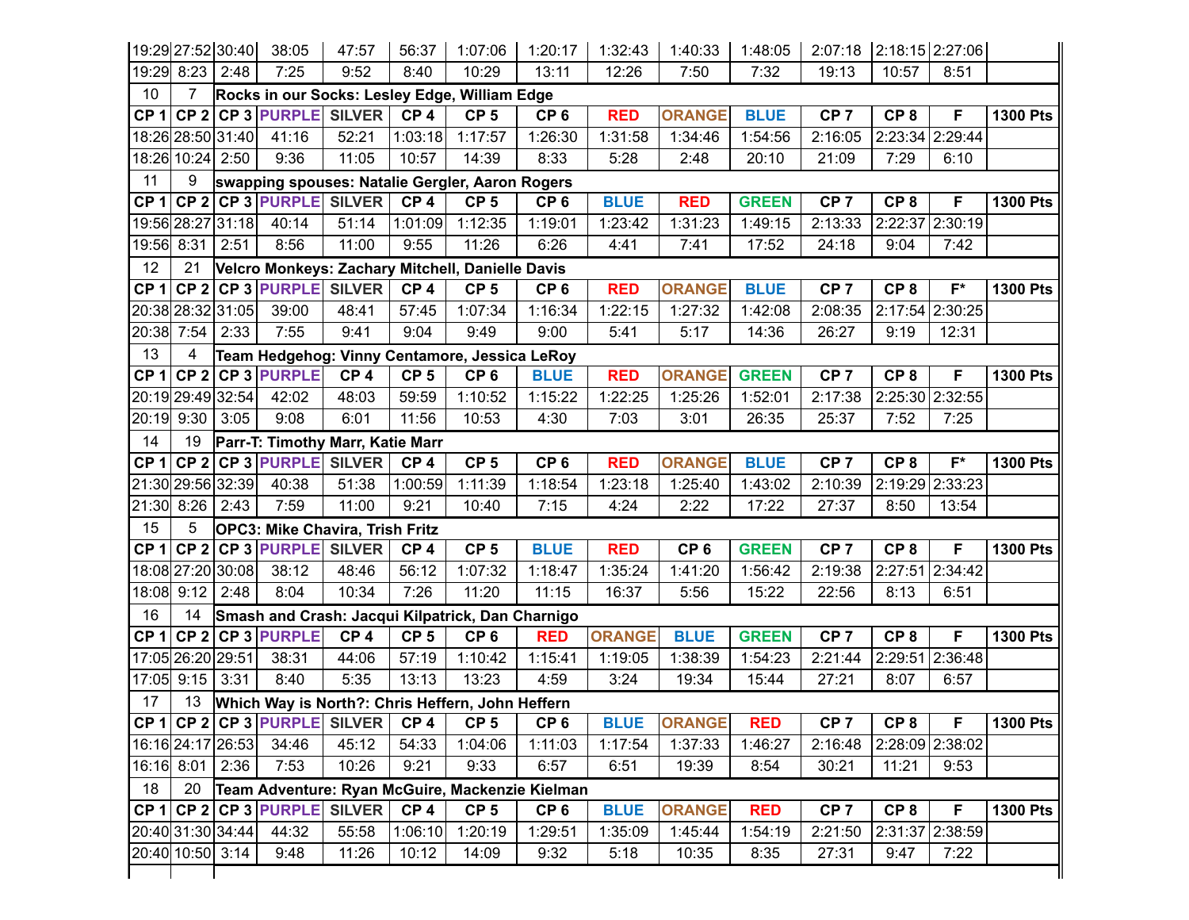| | | | | | | | | | | | | | | |
|---|---|---|---|---|---|---|---|---|---|---|---|---|---|---|
| 19:29 | 27:52 | 30:40 | 38:05 | 47:57 | 56:37 | 1:07:06 | 1:20:17 | 1:32:43 | 1:40:33 | 1:48:05 | 2:07:18 | 2:18:15 | 2:27:06 | |
| 19:29 | 8:23 | 2:48 | 7:25 | 9:52 | 8:40 | 10:29 | 13:11 | 12:26 | 7:50 | 7:32 | 19:13 | 10:57 | 8:51 | |
| 10 | 7 | **Rocks in our Socks: Lesley Edge, William Edge** | | | | | | | | | | | | |
| **CP 1** | **CP 2** | **CP 3** | **PURPLE** | **SILVER** | **CP 4** | **CP 5** | **CP 6** | **RED** | **ORANGE** | **BLUE** | **CP 7** | **CP 8** | **F** | **1300 Pts** |
| 18:26 | 28:50 | 31:40 | 41:16 | 52:21 | 1:03:18 | 1:17:57 | 1:26:30 | 1:31:58 | 1:34:46 | 1:54:56 | 2:16:05 | 2:23:34 | 2:29:44 | |
| 18:26 | 10:24 | 2:50 | 9:36 | 11:05 | 10:57 | 14:39 | 8:33 | 5:28 | 2:48 | 20:10 | 21:09 | 7:29 | 6:10 | |
| 11 | 9 | **swapping spouses: Natalie Gergler, Aaron Rogers** | | | | | | | | | | | | |
| **CP 1** | **CP 2** | **CP 3** | **PURPLE** | **SILVER** | **CP 4** | **CP 5** | **CP 6** | **BLUE** | **RED** | **GREEN** | **CP 7** | **CP 8** | **F** | **1300 Pts** |
| 19:56 | 28:27 | 31:18 | 40:14 | 51:14 | 1:01:09 | 1:12:35 | 1:19:01 | 1:23:42 | 1:31:23 | 1:49:15 | 2:13:33 | 2:22:37 | 2:30:19 | |
| 19:56 | 8:31 | 2:51 | 8:56 | 11:00 | 9:55 | 11:26 | 6:26 | 4:41 | 7:41 | 17:52 | 24:18 | 9:04 | 7:42 | |
| 12 | 21 | **Velcro Monkeys: Zachary Mitchell, Danielle Davis** | | | | | | | | | | | | |
| **CP 1** | **CP 2** | **CP 3** | **PURPLE** | **SILVER** | **CP 4** | **CP 5** | **CP 6** | **RED** | **ORANGE** | **BLUE** | **CP 7** | **CP 8** | **F*** | **1300 Pts** |
| 20:38 | 28:32 | 31:05 | 39:00 | 48:41 | 57:45 | 1:07:34 | 1:16:34 | 1:22:15 | 1:27:32 | 1:42:08 | 2:08:35 | 2:17:54 | 2:30:25 | |
| 20:38 | 7:54 | 2:33 | 7:55 | 9:41 | 9:04 | 9:49 | 9:00 | 5:41 | 5:17 | 14:36 | 26:27 | 9:19 | 12:31 | |
| 13 | 4 | **Team Hedgehog: Vinny Centamore, Jessica LeRoy** | | | | | | | | | | | | |
| **CP 1** | **CP 2** | **CP 3** | **PURPLE** | **CP 4** | **CP 5** | **CP 6** | **BLUE** | **RED** | **ORANGE** | **GREEN** | **CP 7** | **CP 8** | **F** | **1300 Pts** |
| 20:19 | 29:49 | 32:54 | 42:02 | 48:03 | 59:59 | 1:10:52 | 1:15:22 | 1:22:25 | 1:25:26 | 1:52:01 | 2:17:38 | 2:25:30 | 2:32:55 | |
| 20:19 | 9:30 | 3:05 | 9:08 | 6:01 | 11:56 | 10:53 | 4:30 | 7:03 | 3:01 | 26:35 | 25:37 | 7:52 | 7:25 | |
| 14 | 19 | **Parr-T: Timothy Marr, Katie Marr** | | | | | | | | | | | | |
| **CP 1** | **CP 2** | **CP 3** | **PURPLE** | **SILVER** | **CP 4** | **CP 5** | **CP 6** | **RED** | **ORANGE** | **BLUE** | **CP 7** | **CP 8** | **F*** | **1300 Pts** |
| 21:30 | 29:56 | 32:39 | 40:38 | 51:38 | 1:00:59 | 1:11:39 | 1:18:54 | 1:23:18 | 1:25:40 | 1:43:02 | 2:10:39 | 2:19:29 | 2:33:23 | |
| 21:30 | 8:26 | 2:43 | 7:59 | 11:00 | 9:21 | 10:40 | 7:15 | 4:24 | 2:22 | 17:22 | 27:37 | 8:50 | 13:54 | |
| 15 | 5 | **OPC3: Mike Chavira, Trish Fritz** | | | | | | | | | | | | |
| **CP 1** | **CP 2** | **CP 3** | **PURPLE** | **SILVER** | **CP 4** | **CP 5** | **BLUE** | **RED** | **CP 6** | **GREEN** | **CP 7** | **CP 8** | **F** | **1300 Pts** |
| 18:08 | 27:20 | 30:08 | 38:12 | 48:46 | 56:12 | 1:07:32 | 1:18:47 | 1:35:24 | 1:41:20 | 1:56:42 | 2:19:38 | 2:27:51 | 2:34:42 | |
| 18:08 | 9:12 | 2:48 | 8:04 | 10:34 | 7:26 | 11:20 | 11:15 | 16:37 | 5:56 | 15:22 | 22:56 | 8:13 | 6:51 | |
| 16 | 14 | **Smash and Crash: Jacqui Kilpatrick, Dan Charnigo** | | | | | | | | | | | | |
| **CP 1** | **CP 2** | **CP 3** | **PURPLE** | **CP 4** | **CP 5** | **CP 6** | **RED** | **ORANGE** | **BLUE** | **GREEN** | **CP 7** | **CP 8** | **F** | **1300 Pts** |
| 17:05 | 26:20 | 29:51 | 38:31 | 44:06 | 57:19 | 1:10:42 | 1:15:41 | 1:19:05 | 1:38:39 | 1:54:23 | 2:21:44 | 2:29:51 | 2:36:48 | |
| 17:05 | 9:15 | 3:31 | 8:40 | 5:35 | 13:13 | 13:23 | 4:59 | 3:24 | 19:34 | 15:44 | 27:21 | 8:07 | 6:57 | |
| 17 | 13 | **Which Way is North?: Chris Heffern, John Heffern** | | | | | | | | | | | | |
| **CP 1** | **CP 2** | **CP 3** | **PURPLE** | **SILVER** | **CP 4** | **CP 5** | **CP 6** | **BLUE** | **ORANGE** | **RED** | **CP 7** | **CP 8** | **F** | **1300 Pts** |
| 16:16 | 24:17 | 26:53 | 34:46 | 45:12 | 54:33 | 1:04:06 | 1:11:03 | 1:17:54 | 1:37:33 | 1:46:27 | 2:16:48 | 2:28:09 | 2:38:02 | |
| 16:16 | 8:01 | 2:36 | 7:53 | 10:26 | 9:21 | 9:33 | 6:57 | 6:51 | 19:39 | 8:54 | 30:21 | 11:21 | 9:53 | |
| 18 | 20 | **Team Adventure: Ryan McGuire, Mackenzie Kielman** | | | | | | | | | | | | |
| **CP 1** | **CP 2** | **CP 3** | **PURPLE** | **SILVER** | **CP 4** | **CP 5** | **CP 6** | **BLUE** | **ORANGE** | **RED** | **CP 7** | **CP 8** | **F** | **1300 Pts** |
| 20:40 | 31:30 | 34:44 | 44:32 | 55:58 | 1:06:10 | 1:20:19 | 1:29:51 | 1:35:09 | 1:45:44 | 1:54:19 | 2:21:50 | 2:31:37 | 2:38:59 | |
| 20:40 | 10:50 | 3:14 | 9:48 | 11:26 | 10:12 | 14:09 | 9:32 | 5:18 | 10:35 | 8:35 | 27:31 | 9:47 | 7:22 | |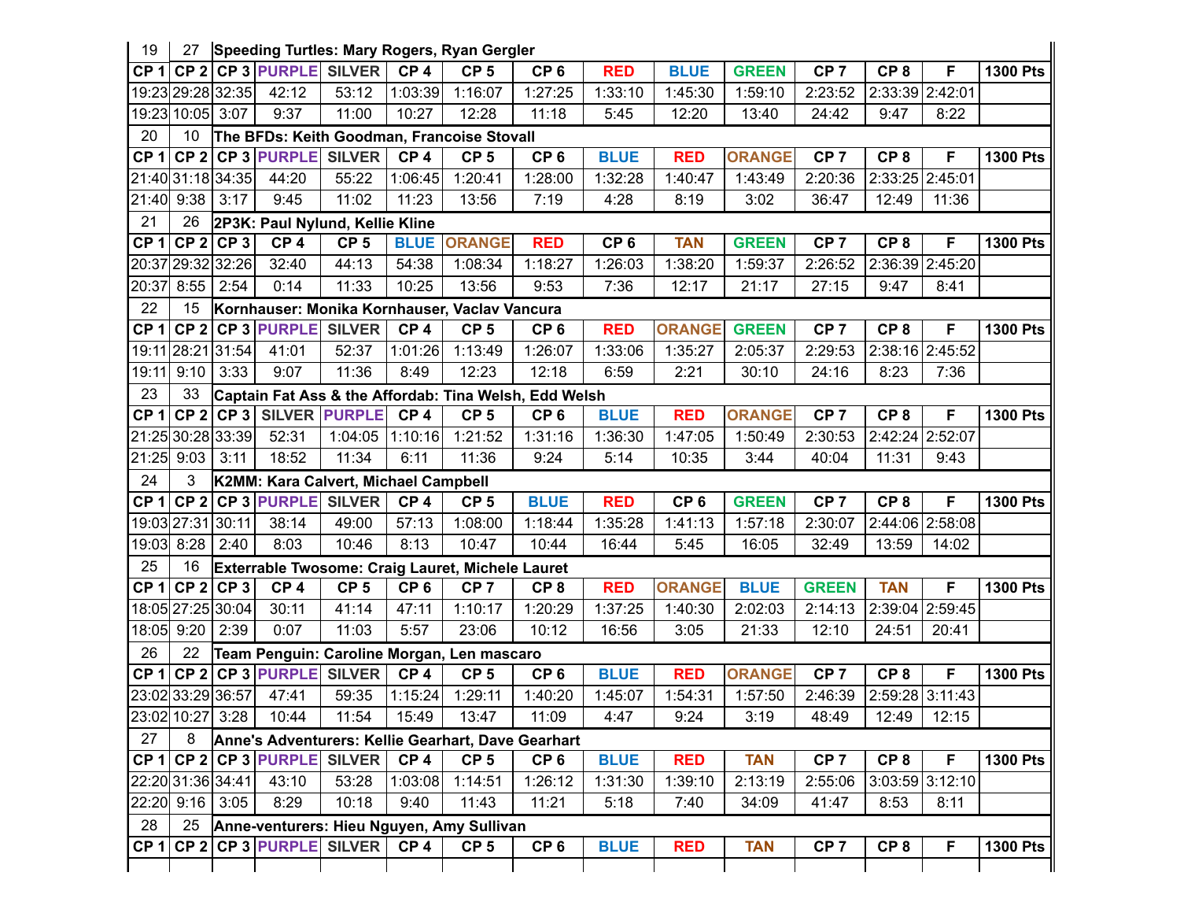| 19 | 27 | Speeding Turtles: Mary Rogers, Ryan Gergler | | | | | | | | | | | |
|---|---|---|---|---|---|---|---|---|---|---|---|---|---|
| CP 1 | CP 2 | CP 3 | PURPLE | SILVER | CP 4 | CP 5 | CP 6 | RED | BLUE | GREEN | CP 7 | CP 8 | F | 1300 Pts |
| 19:23 | 29:28 | 32:35 | 42:12 | 53:12 | 1:03:39 | 1:16:07 | 1:27:25 | 1:33:10 | 1:45:30 | 1:59:10 | 2:23:52 | 2:33:39 | 2:42:01 | |
| 19:23 | 10:05 | 3:07 | 9:37 | 11:00 | 10:27 | 12:28 | 11:18 | 5:45 | 12:20 | 13:40 | 24:42 | 9:47 | 8:22 | |
| 20 | 10 | The BFDs: Keith Goodman, Francoise Stovall | | | | | | | | | | | | |
| CP 1 | CP 2 | CP 3 | PURPLE | SILVER | CP 4 | CP 5 | CP 6 | BLUE | RED | ORANGE | CP 7 | CP 8 | F | 1300 Pts |
| 21:40 | 31:18 | 34:35 | 44:20 | 55:22 | 1:06:45 | 1:20:41 | 1:28:00 | 1:32:28 | 1:40:47 | 1:43:49 | 2:20:36 | 2:33:25 | 2:45:01 | |
| 21:40 | 9:38 | 3:17 | 9:45 | 11:02 | 11:23 | 13:56 | 7:19 | 4:28 | 8:19 | 3:02 | 36:47 | 12:49 | 11:36 | |
| 21 | 26 | 2P3K: Paul Nylund, Kellie Kline | | | | | | | | | | | | |
| CP 1 | CP 2 | CP 3 | CP 4 | CP 5 | BLUE | ORANGE | RED | CP 6 | TAN | GREEN | CP 7 | CP 8 | F | 1300 Pts |
| 20:37 | 29:32 | 32:26 | 32:40 | 44:13 | 54:38 | 1:08:34 | 1:18:27 | 1:26:03 | 1:38:20 | 1:59:37 | 2:26:52 | 2:36:39 | 2:45:20 | |
| 20:37 | 8:55 | 2:54 | 0:14 | 11:33 | 10:25 | 13:56 | 9:53 | 7:36 | 12:17 | 21:17 | 27:15 | 9:47 | 8:41 | |
| 22 | 15 | Kornhauser: Monika Kornhauser, Vaclav Vancura | | | | | | | | | | | | |
| CP 1 | CP 2 | CP 3 | PURPLE | SILVER | CP 4 | CP 5 | CP 6 | RED | ORANGE | GREEN | CP 7 | CP 8 | F | 1300 Pts |
| 19:11 | 28:21 | 31:54 | 41:01 | 52:37 | 1:01:26 | 1:13:49 | 1:26:07 | 1:33:06 | 1:35:27 | 2:05:37 | 2:29:53 | 2:38:16 | 2:45:52 | |
| 19:11 | 9:10 | 3:33 | 9:07 | 11:36 | 8:49 | 12:23 | 12:18 | 6:59 | 2:21 | 30:10 | 24:16 | 8:23 | 7:36 | |
| 23 | 33 | Captain Fat Ass & the Affordab: Tina Welsh, Edd Welsh | | | | | | | | | | | | |
| CP 1 | CP 2 | CP 3 | SILVER | PURPLE | CP 4 | CP 5 | CP 6 | BLUE | RED | ORANGE | CP 7 | CP 8 | F | 1300 Pts |
| 21:25 | 30:28 | 33:39 | 52:31 | 1:04:05 | 1:10:16 | 1:21:52 | 1:31:16 | 1:36:30 | 1:47:05 | 1:50:49 | 2:30:53 | 2:42:24 | 2:52:07 | |
| 21:25 | 9:03 | 3:11 | 18:52 | 11:34 | 6:11 | 11:36 | 9:24 | 5:14 | 10:35 | 3:44 | 40:04 | 11:31 | 9:43 | |
| 24 | 3 | K2MM: Kara Calvert, Michael Campbell | | | | | | | | | | | | |
| CP 1 | CP 2 | CP 3 | PURPLE | SILVER | CP 4 | CP 5 | BLUE | RED | CP 6 | GREEN | CP 7 | CP 8 | F | 1300 Pts |
| 19:03 | 27:31 | 30:11 | 38:14 | 49:00 | 57:13 | 1:08:00 | 1:18:44 | 1:35:28 | 1:41:13 | 1:57:18 | 2:30:07 | 2:44:06 | 2:58:08 | |
| 19:03 | 8:28 | 2:40 | 8:03 | 10:46 | 8:13 | 10:47 | 10:44 | 16:44 | 5:45 | 16:05 | 32:49 | 13:59 | 14:02 | |
| 25 | 16 | Exterrable Twosome: Craig Lauret, Michele Lauret | | | | | | | | | | | | |
| CP 1 | CP 2 | CP 3 | CP 4 | CP 5 | CP 6 | CP 7 | CP 8 | RED | ORANGE | BLUE | GREEN | TAN | F | 1300 Pts |
| 18:05 | 27:25 | 30:04 | 30:11 | 41:14 | 47:11 | 1:10:17 | 1:20:29 | 1:37:25 | 1:40:30 | 2:02:03 | 2:14:13 | 2:39:04 | 2:59:45 | |
| 18:05 | 9:20 | 2:39 | 0:07 | 11:03 | 5:57 | 23:06 | 10:12 | 16:56 | 3:05 | 21:33 | 12:10 | 24:51 | 20:41 | |
| 26 | 22 | Team Penguin: Caroline Morgan, Len mascaro | | | | | | | | | | | | |
| CP 1 | CP 2 | CP 3 | PURPLE | SILVER | CP 4 | CP 5 | CP 6 | BLUE | RED | ORANGE | CP 7 | CP 8 | F | 1300 Pts |
| 23:02 | 33:29 | 36:57 | 47:41 | 59:35 | 1:15:24 | 1:29:11 | 1:40:20 | 1:45:07 | 1:54:31 | 1:57:50 | 2:46:39 | 2:59:28 | 3:11:43 | |
| 23:02 | 10:27 | 3:28 | 10:44 | 11:54 | 15:49 | 13:47 | 11:09 | 4:47 | 9:24 | 3:19 | 48:49 | 12:49 | 12:15 | |
| 27 | 8 | Anne's Adventurers: Kellie Gearhart, Dave Gearhart | | | | | | | | | | | | |
| CP 1 | CP 2 | CP 3 | PURPLE | SILVER | CP 4 | CP 5 | CP 6 | BLUE | RED | TAN | CP 7 | CP 8 | F | 1300 Pts |
| 22:20 | 31:36 | 34:41 | 43:10 | 53:28 | 1:03:08 | 1:14:51 | 1:26:12 | 1:31:30 | 1:39:10 | 2:13:19 | 2:55:06 | 3:03:59 | 3:12:10 | |
| 22:20 | 9:16 | 3:05 | 8:29 | 10:18 | 9:40 | 11:43 | 11:21 | 5:18 | 7:40 | 34:09 | 41:47 | 8:53 | 8:11 | |
| 28 | 25 | Anne-venturers: Hieu Nguyen, Amy Sullivan | | | | | | | | | | | | |
| CP 1 | CP 2 | CP 3 | PURPLE | SILVER | CP 4 | CP 5 | CP 6 | BLUE | RED | TAN | CP 7 | CP 8 | F | 1300 Pts |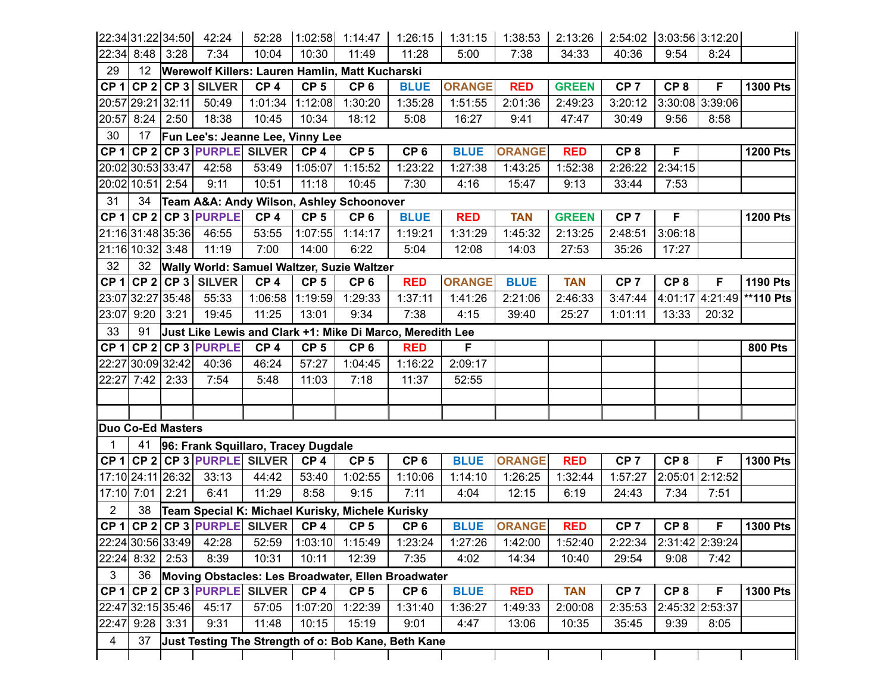| | | | | | | | | | | | | | | |
|---|---|---|---|---|---|---|---|---|---|---|---|---|---|---|
| 22:34 | 31:22 | 34:50 | 42:24 | 52:28 | 1:02:58 | 1:14:47 | 1:26:15 | 1:31:15 | 1:38:53 | 2:13:26 | 2:54:02 | 3:03:56 | 3:12:20 | |
| 22:34 | 8:48 | 3:28 | 7:34 | 10:04 | 10:30 | 11:49 | 11:28 | 5:00 | 7:38 | 34:33 | 40:36 | 9:54 | 8:24 | |
| 29 | 12 | **Werewolf Killers: Lauren Hamlin, Matt Kucharski** | | | | | | | | | | | | |
| **CP 1** | **CP 2** | **CP 3** | **SILVER** | **CP 4** | **CP 5** | **CP 6** | **BLUE** | **ORANGE** | **RED** | **GREEN** | **CP 7** | **CP 8** | **F** | **1300 Pts** |
| 20:57 | 29:21 | 32:11 | 50:49 | 1:01:34 | 1:12:08 | 1:30:20 | 1:35:28 | 1:51:55 | 2:01:36 | 2:49:23 | 3:20:12 | 3:30:08 | 3:39:06 | |
| 20:57 | 8:24 | 2:50 | 18:38 | 10:45 | 10:34 | 18:12 | 5:08 | 16:27 | 9:41 | 47:47 | 30:49 | 9:56 | 8:58 | |
| 30 | 17 | **Fun Lee's: Jeanne Lee, Vinny Lee** | | | | | | | | | | | | |
| **CP 1** | **CP 2** | **CP 3** | **PURPLE** | **SILVER** | **CP 4** | **CP 5** | **CP 6** | **BLUE** | **ORANGE** | **RED** | **CP 8** | **F** | | **1200 Pts** |
| 20:02 | 30:53 | 33:47 | 42:58 | 53:49 | 1:05:07 | 1:15:52 | 1:23:22 | 1:27:38 | 1:43:25 | 1:52:38 | 2:26:22 | 2:34:15 | | |
| 20:02 | 10:51 | 2:54 | 9:11 | 10:51 | 11:18 | 10:45 | 7:30 | 4:16 | 15:47 | 9:13 | 33:44 | 7:53 | | |
| 31 | 34 | **Team A&A: Andy Wilson, Ashley Schoonover** | | | | | | | | | | | | |
| **CP 1** | **CP 2** | **CP 3** | **PURPLE** | **CP 4** | **CP 5** | **CP 6** | **BLUE** | **RED** | **TAN** | **GREEN** | **CP 7** | **F** | | **1200 Pts** |
| 21:16 | 31:48 | 35:36 | 46:55 | 53:55 | 1:07:55 | 1:14:17 | 1:19:21 | 1:31:29 | 1:45:32 | 2:13:25 | 2:48:51 | 3:06:18 | | |
| 21:16 | 10:32 | 3:48 | 11:19 | 7:00 | 14:00 | 6:22 | 5:04 | 12:08 | 14:03 | 27:53 | 35:26 | 17:27 | | |
| 32 | 32 | **Wally World: Samuel Waltzer, Suzie Waltzer** | | | | | | | | | | | | |
| **CP 1** | **CP 2** | **CP 3** | **SILVER** | **CP 4** | **CP 5** | **CP 6** | **RED** | **ORANGE** | **BLUE** | **TAN** | **CP 7** | **CP 8** | **F** | **1190 Pts** |
| 23:07 | 32:27 | 35:48 | 55:33 | 1:06:58 | 1:19:59 | 1:29:33 | 1:37:11 | 1:41:26 | 2:21:06 | 2:46:33 | 3:47:44 | 4:01:17 | 4:21:49 | ****110 Pts** |
| 23:07 | 9:20 | 3:21 | 19:45 | 11:25 | 13:01 | 9:34 | 7:38 | 4:15 | 39:40 | 25:27 | 1:01:11 | 13:33 | 20:32 | |
| 33 | 91 | **Just Like Lewis and Clark +1: Mike Di Marco, Meredith Lee** | | | | | | | | | | | | |
| **CP 1** | **CP 2** | **CP 3** | **PURPLE** | **CP 4** | **CP 5** | **CP 6** | **RED** | **F** | | | | | | **800 Pts** |
| 22:27 | 30:09 | 32:42 | 40:36 | 46:24 | 57:27 | 1:04:45 | 1:16:22 | 2:09:17 | | | | | | |
| 22:27 | 7:42 | 2:33 | 7:54 | 5:48 | 11:03 | 7:18 | 11:37 | 52:55 | | | | | | |
| | | | | | | | | | | | | | | |
| | | | | | | | | | | | | | | |
| **Duo Co-Ed Masters** | | | | | | | | | | | | | | |
| 1 | 41 | **96: Frank Squillaro, Tracey Dugdale** | | | | | | | | | | | | |
| **CP 1** | **CP 2** | **CP 3** | **PURPLE** | **SILVER** | **CP 4** | **CP 5** | **CP 6** | **BLUE** | **ORANGE** | **RED** | **CP 7** | **CP 8** | **F** | **1300 Pts** |
| 17:10 | 24:11 | 26:32 | 33:13 | 44:42 | 53:40 | 1:02:55 | 1:10:06 | 1:14:10 | 1:26:25 | 1:32:44 | 1:57:27 | 2:05:01 | 2:12:52 | |
| 17:10 | 7:01 | 2:21 | 6:41 | 11:29 | 8:58 | 9:15 | 7:11 | 4:04 | 12:15 | 6:19 | 24:43 | 7:34 | 7:51 | |
| 2 | 38 | **Team Special K: Michael Kurisky, Michele Kurisky** | | | | | | | | | | | | |
| **CP 1** | **CP 2** | **CP 3** | **PURPLE** | **SILVER** | **CP 4** | **CP 5** | **CP 6** | **BLUE** | **ORANGE** | **RED** | **CP 7** | **CP 8** | **F** | **1300 Pts** |
| 22:24 | 30:56 | 33:49 | 42:28 | 52:59 | 1:03:10 | 1:15:49 | 1:23:24 | 1:27:26 | 1:42:00 | 1:52:40 | 2:22:34 | 2:31:42 | 2:39:24 | |
| 22:24 | 8:32 | 2:53 | 8:39 | 10:31 | 10:11 | 12:39 | 7:35 | 4:02 | 14:34 | 10:40 | 29:54 | 9:08 | 7:42 | |
| 3 | 36 | **Moving Obstacles: Les Broadwater, Ellen Broadwater** | | | | | | | | | | | | |
| **CP 1** | **CP 2** | **CP 3** | **PURPLE** | **SILVER** | **CP 4** | **CP 5** | **CP 6** | **BLUE** | **RED** | **TAN** | **CP 7** | **CP 8** | **F** | **1300 Pts** |
| 22:47 | 32:15 | 35:46 | 45:17 | 57:05 | 1:07:20 | 1:22:39 | 1:31:40 | 1:36:27 | 1:49:33 | 2:00:08 | 2:35:53 | 2:45:32 | 2:53:37 | |
| 22:47 | 9:28 | 3:31 | 9:31 | 11:48 | 10:15 | 15:19 | 9:01 | 4:47 | 13:06 | 10:35 | 35:45 | 9:39 | 8:05 | |
| 4 | 37 | **Just Testing The Strength of o: Bob Kane, Beth Kane** | | | | | | | | | | | | |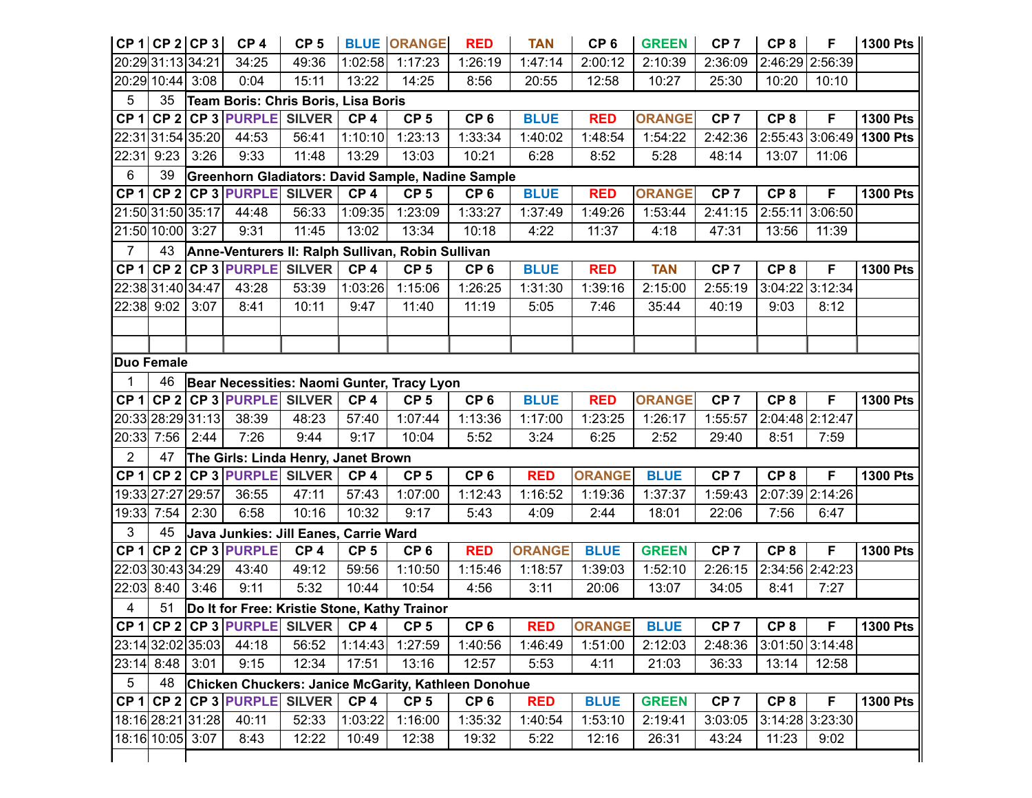| CP 1 | CP 2 | CP 3 | CP 4 | CP 5 | BLUE | ORANGE | RED | TAN | CP 6 | GREEN | CP 7 | CP 8 | F | 1300 Pts |
|---|---|---|---|---|---|---|---|---|---|---|---|---|---|---|
| 20:29 | 31:13 | 34:21 | 34:25 | 49:36 | 1:02:58 | 1:17:23 | 1:26:19 | 1:47:14 | 2:00:12 | 2:10:39 | 2:36:09 | 2:46:29 | 2:56:39 | |
| 20:29 | 10:44 | 3:08 | 0:04 | 15:11 | 13:22 | 14:25 | 8:56 | 20:55 | 12:58 | 10:27 | 25:30 | 10:20 | 10:10 | |
| 5 | 35 | Team Boris: Chris Boris, Lisa Boris | | | | | | | | | | | | |
| CP 1 | CP 2 | CP 3 | PURPLE | SILVER | CP 4 | CP 5 | CP 6 | BLUE | RED | ORANGE | CP 7 | CP 8 | F | 1300 Pts |
| 22:31 | 31:54 | 35:20 | 44:53 | 56:41 | 1:10:10 | 1:23:13 | 1:33:34 | 1:40:02 | 1:48:54 | 1:54:22 | 2:42:36 | 2:55:43 | 3:06:49 | 1300 Pts |
| 22:31 | 9:23 | 3:26 | 9:33 | 11:48 | 13:29 | 13:03 | 10:21 | 6:28 | 8:52 | 5:28 | 48:14 | 13:07 | 11:06 | |
| 6 | 39 | Greenhorn Gladiators: David Sample, Nadine Sample | | | | | | | | | | | | |
| CP 1 | CP 2 | CP 3 | PURPLE | SILVER | CP 4 | CP 5 | CP 6 | BLUE | RED | ORANGE | CP 7 | CP 8 | F | 1300 Pts |
| 21:50 | 31:50 | 35:17 | 44:48 | 56:33 | 1:09:35 | 1:23:09 | 1:33:27 | 1:37:49 | 1:49:26 | 1:53:44 | 2:41:15 | 2:55:11 | 3:06:50 | |
| 21:50 | 10:00 | 3:27 | 9:31 | 11:45 | 13:02 | 13:34 | 10:18 | 4:22 | 11:37 | 4:18 | 47:31 | 13:56 | 11:39 | |
| 7 | 43 | Anne-Venturers II: Ralph Sullivan, Robin Sullivan | | | | | | | | | | | | |
| CP 1 | CP 2 | CP 3 | PURPLE | SILVER | CP 4 | CP 5 | CP 6 | BLUE | RED | TAN | CP 7 | CP 8 | F | 1300 Pts |
| 22:38 | 31:40 | 34:47 | 43:28 | 53:39 | 1:03:26 | 1:15:06 | 1:26:25 | 1:31:30 | 1:39:16 | 2:15:00 | 2:55:19 | 3:04:22 | 3:12:34 | |
| 22:38 | 9:02 | 3:07 | 8:41 | 10:11 | 9:47 | 11:40 | 11:19 | 5:05 | 7:46 | 35:44 | 40:19 | 9:03 | 8:12 | |
| | | | | | | | | | | | | | | |
| | | | | | | | | | | | | | | |
| **Duo Female** | | | | | | | | | | | | | | |
| 1 | 46 | Bear Necessities: Naomi Gunter, Tracy Lyon | | | | | | | | | | | | |
| CP 1 | CP 2 | CP 3 | PURPLE | SILVER | CP 4 | CP 5 | CP 6 | BLUE | RED | ORANGE | CP 7 | CP 8 | F | 1300 Pts |
| 20:33 | 28:29 | 31:13 | 38:39 | 48:23 | 57:40 | 1:07:44 | 1:13:36 | 1:17:00 | 1:23:25 | 1:26:17 | 1:55:57 | 2:04:48 | 2:12:47 | |
| 20:33 | 7:56 | 2:44 | 7:26 | 9:44 | 9:17 | 10:04 | 5:52 | 3:24 | 6:25 | 2:52 | 29:40 | 8:51 | 7:59 | |
| 2 | 47 | The Girls: Linda Henry, Janet Brown | | | | | | | | | | | | |
| CP 1 | CP 2 | CP 3 | PURPLE | SILVER | CP 4 | CP 5 | CP 6 | RED | ORANGE | BLUE | CP 7 | CP 8 | F | 1300 Pts |
| 19:33 | 27:27 | 29:57 | 36:55 | 47:11 | 57:43 | 1:07:00 | 1:12:43 | 1:16:52 | 1:19:36 | 1:37:37 | 1:59:43 | 2:07:39 | 2:14:26 | |
| 19:33 | 7:54 | 2:30 | 6:58 | 10:16 | 10:32 | 9:17 | 5:43 | 4:09 | 2:44 | 18:01 | 22:06 | 7:56 | 6:47 | |
| 3 | 45 | Java Junkies: Jill Eanes, Carrie Ward | | | | | | | | | | | | |
| CP 1 | CP 2 | CP 3 | PURPLE | CP 4 | CP 5 | CP 6 | RED | ORANGE | BLUE | GREEN | CP 7 | CP 8 | F | 1300 Pts |
| 22:03 | 30:43 | 34:29 | 43:40 | 49:12 | 59:56 | 1:10:50 | 1:15:46 | 1:18:57 | 1:39:03 | 1:52:10 | 2:26:15 | 2:34:56 | 2:42:23 | |
| 22:03 | 8:40 | 3:46 | 9:11 | 5:32 | 10:44 | 10:54 | 4:56 | 3:11 | 20:06 | 13:07 | 34:05 | 8:41 | 7:27 | |
| 4 | 51 | Do It for Free: Kristie Stone, Kathy Trainor | | | | | | | | | | | | |
| CP 1 | CP 2 | CP 3 | PURPLE | SILVER | CP 4 | CP 5 | CP 6 | RED | ORANGE | BLUE | CP 7 | CP 8 | F | 1300 Pts |
| 23:14 | 32:02 | 35:03 | 44:18 | 56:52 | 1:14:43 | 1:27:59 | 1:40:56 | 1:46:49 | 1:51:00 | 2:12:03 | 2:48:36 | 3:01:50 | 3:14:48 | |
| 23:14 | 8:48 | 3:01 | 9:15 | 12:34 | 17:51 | 13:16 | 12:57 | 5:53 | 4:11 | 21:03 | 36:33 | 13:14 | 12:58 | |
| 5 | 48 | Chicken Chuckers: Janice McGarity, Kathleen Donohue | | | | | | | | | | | | |
| CP 1 | CP 2 | CP 3 | PURPLE | SILVER | CP 4 | CP 5 | CP 6 | RED | BLUE | GREEN | CP 7 | CP 8 | F | 1300 Pts |
| 18:16 | 28:21 | 31:28 | 40:11 | 52:33 | 1:03:22 | 1:16:00 | 1:35:32 | 1:40:54 | 1:53:10 | 2:19:41 | 3:03:05 | 3:14:28 | 3:23:30 | |
| 18:16 | 10:05 | 3:07 | 8:43 | 12:22 | 10:49 | 12:38 | 19:32 | 5:22 | 12:16 | 26:31 | 43:24 | 11:23 | 9:02 | |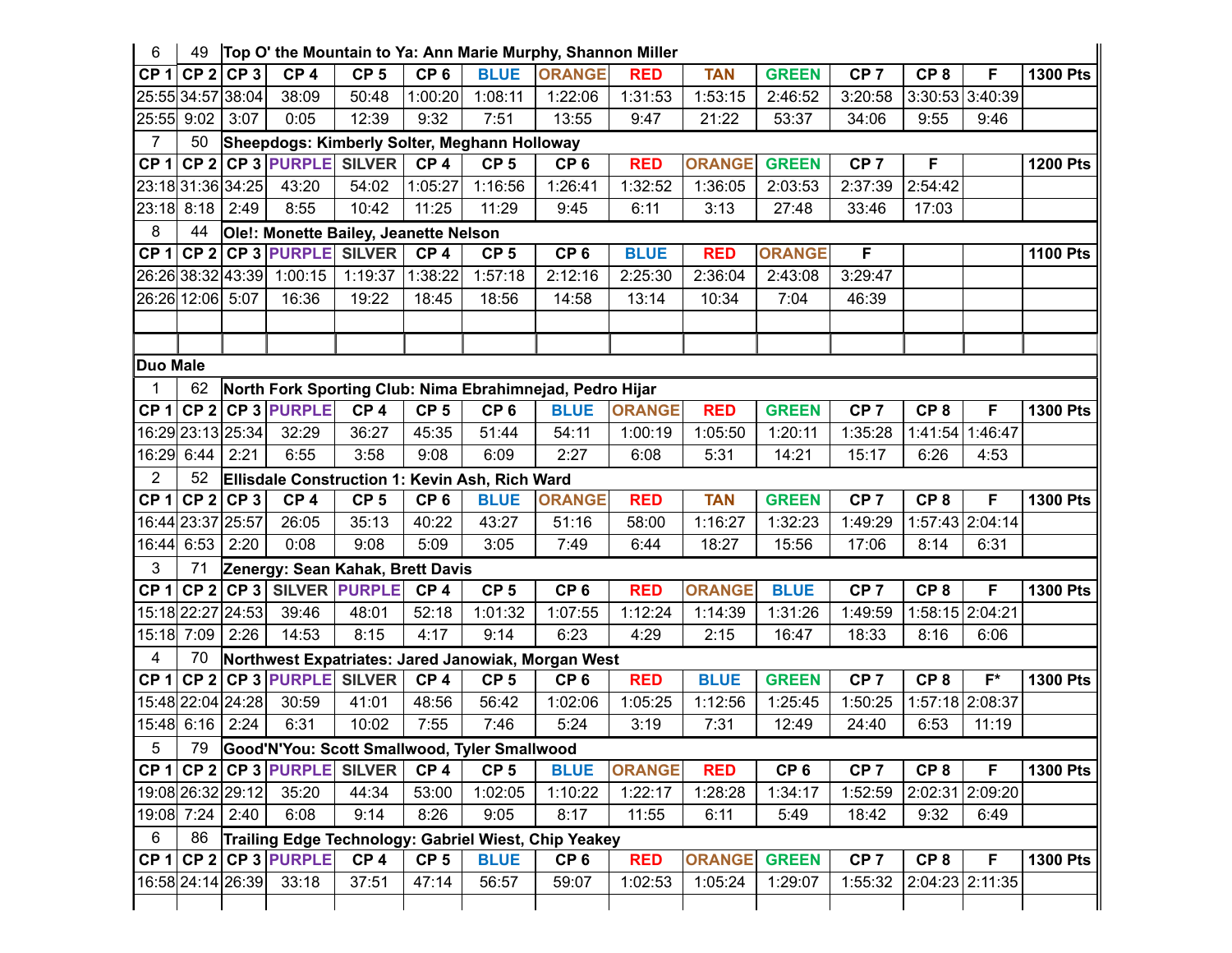| 6 | 49 | Top O' the Mountain to Ya: Ann Marie Murphy, Shannon Miller | | | | | | | | | | | |
|---|---|---|---|---|---|---|---|---|---|---|---|---|---|
| CP 1 | CP 2 | CP 3 | CP 4 | CP 5 | CP 6 | BLUE | ORANGE | RED | TAN | GREEN | CP 7 | CP 8 | F | 1300 Pts |
| 25:55 | 34:57 | 38:04 | 38:09 | 50:48 | 1:00:20 | 1:08:11 | 1:22:06 | 1:31:53 | 1:53:15 | 2:46:52 | 3:20:58 | 3:30:53 | 3:40:39 | |
| 25:55 | 9:02 | 3:07 | 0:05 | 12:39 | 9:32 | 7:51 | 13:55 | 9:47 | 21:22 | 53:37 | 34:06 | 9:55 | 9:46 | |
| 7 | 50 | Sheepdogs: Kimberly Solter, Meghann Holloway | | | | | | | | | | | | |
| CP 1 | CP 2 | CP 3 | PURPLE | SILVER | CP 4 | CP 5 | CP 6 | RED | ORANGE | GREEN | CP 7 | F | | 1200 Pts |
| 23:18 | 31:36 | 34:25 | 43:20 | 54:02 | 1:05:27 | 1:16:56 | 1:26:41 | 1:32:52 | 1:36:05 | 2:03:53 | 2:37:39 | 2:54:42 | | |
| 23:18 | 8:18 | 2:49 | 8:55 | 10:42 | 11:25 | 11:29 | 9:45 | 6:11 | 3:13 | 27:48 | 33:46 | 17:03 | | |
| 8 | 44 | Ole!: Monette Bailey, Jeanette Nelson | | | | | | | | | | | | |
| CP 1 | CP 2 | CP 3 | PURPLE | SILVER | CP 4 | CP 5 | CP 6 | BLUE | RED | ORANGE | F | | | 1100 Pts |
| 26:26 | 38:32 | 43:39 | 1:00:15 | 1:19:37 | 1:38:22 | 1:57:18 | 2:12:16 | 2:25:30 | 2:36:04 | 2:43:08 | 3:29:47 | | | |
| 26:26 | 12:06 | 5:07 | 16:36 | 19:22 | 18:45 | 18:56 | 14:58 | 13:14 | 10:34 | 7:04 | 46:39 | | | |
| | | | | | | | | | | | | | | |
| | | | | | | | | | | | | | | |
| **Duo Male** | | | | | | | | | | | | | | |
| 1 | 62 | North Fork Sporting Club: Nima Ebrahimnejad, Pedro Hijar | | | | | | | | | | | | |
| CP 1 | CP 2 | CP 3 | PURPLE | CP 4 | CP 5 | CP 6 | BLUE | ORANGE | RED | GREEN | CP 7 | CP 8 | F | 1300 Pts |
| 16:29 | 23:13 | 25:34 | 32:29 | 36:27 | 45:35 | 51:44 | 54:11 | 1:00:19 | 1:05:50 | 1:20:11 | 1:35:28 | 1:41:54 | 1:46:47 | |
| 16:29 | 6:44 | 2:21 | 6:55 | 3:58 | 9:08 | 6:09 | 2:27 | 6:08 | 5:31 | 14:21 | 15:17 | 6:26 | 4:53 | |
| 2 | 52 | Ellisdale Construction 1: Kevin Ash, Rich Ward | | | | | | | | | | | | |
| CP 1 | CP 2 | CP 3 | CP 4 | CP 5 | CP 6 | BLUE | ORANGE | RED | TAN | GREEN | CP 7 | CP 8 | F | 1300 Pts |
| 16:44 | 23:37 | 25:57 | 26:05 | 35:13 | 40:22 | 43:27 | 51:16 | 58:00 | 1:16:27 | 1:32:23 | 1:49:29 | 1:57:43 | 2:04:14 | |
| 16:44 | 6:53 | 2:20 | 0:08 | 9:08 | 5:09 | 3:05 | 7:49 | 6:44 | 18:27 | 15:56 | 17:06 | 8:14 | 6:31 | |
| 3 | 71 | Zenergy: Sean Kahak, Brett Davis | | | | | | | | | | | | |
| CP 1 | CP 2 | CP 3 | SILVER | PURPLE | CP 4 | CP 5 | CP 6 | RED | ORANGE | BLUE | CP 7 | CP 8 | F | 1300 Pts |
| 15:18 | 22:27 | 24:53 | 39:46 | 48:01 | 52:18 | 1:01:32 | 1:07:55 | 1:12:24 | 1:14:39 | 1:31:26 | 1:49:59 | 1:58:15 | 2:04:21 | |
| 15:18 | 7:09 | 2:26 | 14:53 | 8:15 | 4:17 | 9:14 | 6:23 | 4:29 | 2:15 | 16:47 | 18:33 | 8:16 | 6:06 | |
| 4 | 70 | Northwest Expatriates: Jared Janowiak, Morgan West | | | | | | | | | | | | |
| CP 1 | CP 2 | CP 3 | PURPLE | SILVER | CP 4 | CP 5 | CP 6 | RED | BLUE | GREEN | CP 7 | CP 8 | F* | 1300 Pts |
| 15:48 | 22:04 | 24:28 | 30:59 | 41:01 | 48:56 | 56:42 | 1:02:06 | 1:05:25 | 1:12:56 | 1:25:45 | 1:50:25 | 1:57:18 | 2:08:37 | |
| 15:48 | 6:16 | 2:24 | 6:31 | 10:02 | 7:55 | 7:46 | 5:24 | 3:19 | 7:31 | 12:49 | 24:40 | 6:53 | 11:19 | |
| 5 | 79 | Good'N'You: Scott Smallwood, Tyler Smallwood | | | | | | | | | | | | |
| CP 1 | CP 2 | CP 3 | PURPLE | SILVER | CP 4 | CP 5 | BLUE | ORANGE | RED | CP 6 | CP 7 | CP 8 | F | 1300 Pts |
| 19:08 | 26:32 | 29:12 | 35:20 | 44:34 | 53:00 | 1:02:05 | 1:10:22 | 1:22:17 | 1:28:28 | 1:34:17 | 1:52:59 | 2:02:31 | 2:09:20 | |
| 19:08 | 7:24 | 2:40 | 6:08 | 9:14 | 8:26 | 9:05 | 8:17 | 11:55 | 6:11 | 5:49 | 18:42 | 9:32 | 6:49 | |
| 6 | 86 | Trailing Edge Technology: Gabriel Wiest, Chip Yeakey | | | | | | | | | | | | |
| CP 1 | CP 2 | CP 3 | PURPLE | CP 4 | CP 5 | BLUE | CP 6 | RED | ORANGE | GREEN | CP 7 | CP 8 | F | 1300 Pts |
| 16:58 | 24:14 | 26:39 | 33:18 | 37:51 | 47:14 | 56:57 | 59:07 | 1:02:53 | 1:05:24 | 1:29:07 | 1:55:32 | 2:04:23 | 2:11:35 | |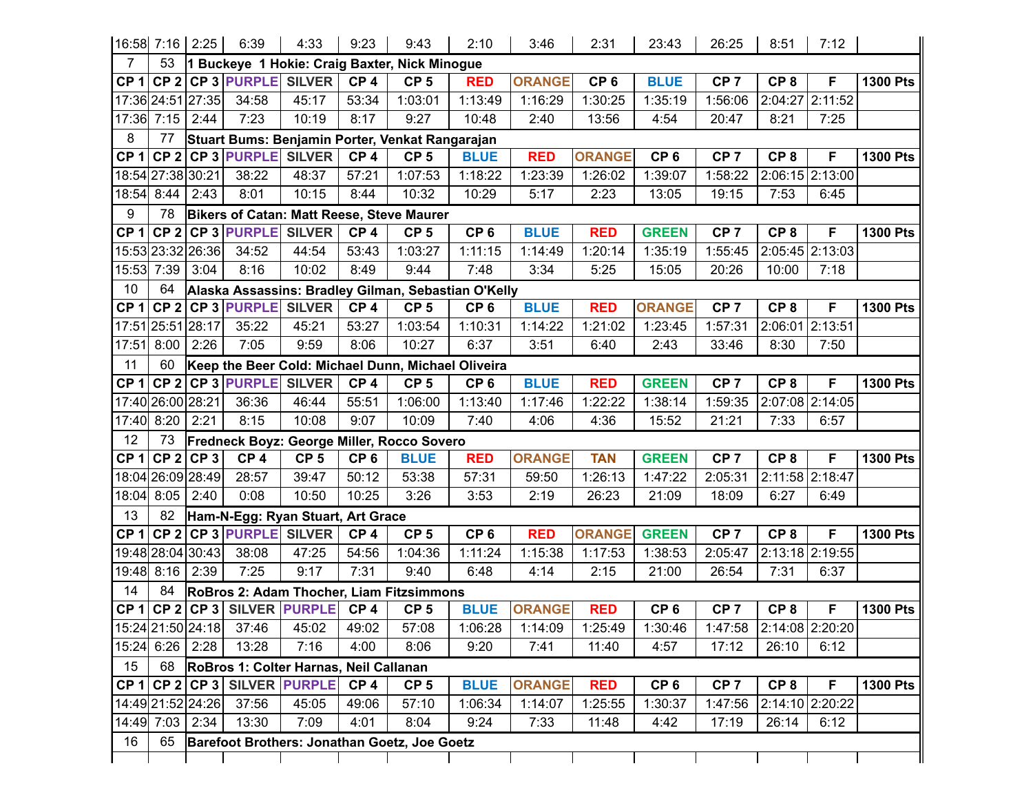| | | | | | | | | | | | | | | |
|---|---|---|---|---|---|---|---|---|---|---|---|---|---|---|
| 16:58 | 7:16 | 2:25 | 6:39 | 4:33 | 9:23 | 9:43 | 2:10 | 3:46 | 2:31 | 23:43 | 26:25 | 8:51 | 7:12 | |
| 7 | 53 | **1 Buckeye 1 Hokie: Craig Baxter, Nick Minogue** | | | | | | | | | | | | |
| **CP 1** | **CP 2** | **CP 3** | **PURPLE** | **SILVER** | **CP 4** | **CP 5** | **RED** | **ORANGE** | **CP 6** | **BLUE** | **CP 7** | **CP 8** | **F** | **1300 Pts** |
| 17:36 | 24:51 | 27:35 | 34:58 | 45:17 | 53:34 | 1:03:01 | 1:13:49 | 1:16:29 | 1:30:25 | 1:35:19 | 1:56:06 | 2:04:27 | 2:11:52 | |
| 17:36 | 7:15 | 2:44 | 7:23 | 10:19 | 8:17 | 9:27 | 10:48 | 2:40 | 13:56 | 4:54 | 20:47 | 8:21 | 7:25 | |
| 8 | 77 | **Stuart Bums: Benjamin Porter, Venkat Rangarajan** | | | | | | | | | | | | |
| **CP 1** | **CP 2** | **CP 3** | **PURPLE** | **SILVER** | **CP 4** | **CP 5** | **BLUE** | **RED** | **ORANGE** | **CP 6** | **CP 7** | **CP 8** | **F** | **1300 Pts** |
| 18:54 | 27:38 | 30:21 | 38:22 | 48:37 | 57:21 | 1:07:53 | 1:18:22 | 1:23:39 | 1:26:02 | 1:39:07 | 1:58:22 | 2:06:15 | 2:13:00 | |
| 18:54 | 8:44 | 2:43 | 8:01 | 10:15 | 8:44 | 10:32 | 10:29 | 5:17 | 2:23 | 13:05 | 19:15 | 7:53 | 6:45 | |
| 9 | 78 | **Bikers of Catan: Matt Reese, Steve Maurer** | | | | | | | | | | | | |
| **CP 1** | **CP 2** | **CP 3** | **PURPLE** | **SILVER** | **CP 4** | **CP 5** | **CP 6** | **BLUE** | **RED** | **GREEN** | **CP 7** | **CP 8** | **F** | **1300 Pts** |
| 15:53 | 23:32 | 26:36 | 34:52 | 44:54 | 53:43 | 1:03:27 | 1:11:15 | 1:14:49 | 1:20:14 | 1:35:19 | 1:55:45 | 2:05:45 | 2:13:03 | |
| 15:53 | 7:39 | 3:04 | 8:16 | 10:02 | 8:49 | 9:44 | 7:48 | 3:34 | 5:25 | 15:05 | 20:26 | 10:00 | 7:18 | |
| 10 | 64 | **Alaska Assassins: Bradley Gilman, Sebastian O'Kelly** | | | | | | | | | | | | |
| **CP 1** | **CP 2** | **CP 3** | **PURPLE** | **SILVER** | **CP 4** | **CP 5** | **CP 6** | **BLUE** | **RED** | **ORANGE** | **CP 7** | **CP 8** | **F** | **1300 Pts** |
| 17:51 | 25:51 | 28:17 | 35:22 | 45:21 | 53:27 | 1:03:54 | 1:10:31 | 1:14:22 | 1:21:02 | 1:23:45 | 1:57:31 | 2:06:01 | 2:13:51 | |
| 17:51 | 8:00 | 2:26 | 7:05 | 9:59 | 8:06 | 10:27 | 6:37 | 3:51 | 6:40 | 2:43 | 33:46 | 8:30 | 7:50 | |
| 11 | 60 | **Keep the Beer Cold: Michael Dunn, Michael Oliveira** | | | | | | | | | | | | |
| **CP 1** | **CP 2** | **CP 3** | **PURPLE** | **SILVER** | **CP 4** | **CP 5** | **CP 6** | **BLUE** | **RED** | **GREEN** | **CP 7** | **CP 8** | **F** | **1300 Pts** |
| 17:40 | 26:00 | 28:21 | 36:36 | 46:44 | 55:51 | 1:06:00 | 1:13:40 | 1:17:46 | 1:22:22 | 1:38:14 | 1:59:35 | 2:07:08 | 2:14:05 | |
| 17:40 | 8:20 | 2:21 | 8:15 | 10:08 | 9:07 | 10:09 | 7:40 | 4:06 | 4:36 | 15:52 | 21:21 | 7:33 | 6:57 | |
| 12 | 73 | **Fredneck Boyz: George Miller, Rocco Sovero** | | | | | | | | | | | | |
| **CP 1** | **CP 2** | **CP 3** | **CP 4** | **CP 5** | **CP 6** | **BLUE** | **RED** | **ORANGE** | **TAN** | **GREEN** | **CP 7** | **CP 8** | **F** | **1300 Pts** |
| 18:04 | 26:09 | 28:49 | 28:57 | 39:47 | 50:12 | 53:38 | 57:31 | 59:50 | 1:26:13 | 1:47:22 | 2:05:31 | 2:11:58 | 2:18:47 | |
| 18:04 | 8:05 | 2:40 | 0:08 | 10:50 | 10:25 | 3:26 | 3:53 | 2:19 | 26:23 | 21:09 | 18:09 | 6:27 | 6:49 | |
| 13 | 82 | **Ham-N-Egg: Ryan Stuart, Art Grace** | | | | | | | | | | | | |
| **CP 1** | **CP 2** | **CP 3** | **PURPLE** | **SILVER** | **CP 4** | **CP 5** | **CP 6** | **RED** | **ORANGE** | **GREEN** | **CP 7** | **CP 8** | **F** | **1300 Pts** |
| 19:48 | 28:04 | 30:43 | 38:08 | 47:25 | 54:56 | 1:04:36 | 1:11:24 | 1:15:38 | 1:17:53 | 1:38:53 | 2:05:47 | 2:13:18 | 2:19:55 | |
| 19:48 | 8:16 | 2:39 | 7:25 | 9:17 | 7:31 | 9:40 | 6:48 | 4:14 | 2:15 | 21:00 | 26:54 | 7:31 | 6:37 | |
| 14 | 84 | **RoBros 2: Adam Thocher, Liam Fitzsimmons** | | | | | | | | | | | | |
| **CP 1** | **CP 2** | **CP 3** | **SILVER** | **PURPLE** | **CP 4** | **CP 5** | **BLUE** | **ORANGE** | **RED** | **CP 6** | **CP 7** | **CP 8** | **F** | **1300 Pts** |
| 15:24 | 21:50 | 24:18 | 37:46 | 45:02 | 49:02 | 57:08 | 1:06:28 | 1:14:09 | 1:25:49 | 1:30:46 | 1:47:58 | 2:14:08 | 2:20:20 | |
| 15:24 | 6:26 | 2:28 | 13:28 | 7:16 | 4:00 | 8:06 | 9:20 | 7:41 | 11:40 | 4:57 | 17:12 | 26:10 | 6:12 | |
| 15 | 68 | **RoBros 1: Colter Harnas, Neil Callanan** | | | | | | | | | | | | |
| **CP 1** | **CP 2** | **CP 3** | **SILVER** | **PURPLE** | **CP 4** | **CP 5** | **BLUE** | **ORANGE** | **RED** | **CP 6** | **CP 7** | **CP 8** | **F** | **1300 Pts** |
| 14:49 | 21:52 | 24:26 | 37:56 | 45:05 | 49:06 | 57:10 | 1:06:34 | 1:14:07 | 1:25:55 | 1:30:37 | 1:47:56 | 2:14:10 | 2:20:22 | |
| 14:49 | 7:03 | 2:34 | 13:30 | 7:09 | 4:01 | 8:04 | 9:24 | 7:33 | 11:48 | 4:42 | 17:19 | 26:14 | 6:12 | |
| 16 | 65 | **Barefoot Brothers: Jonathan Goetz, Joe Goetz** | | | | | | | | | | | | |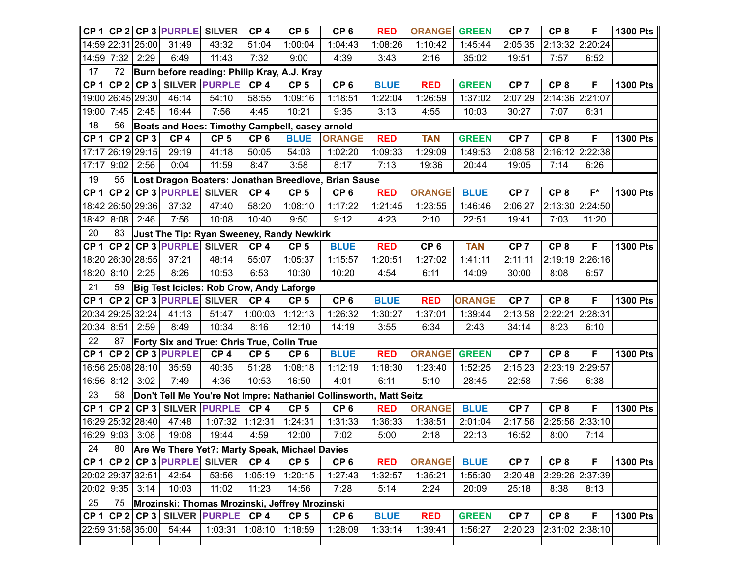| CP 1 | CP 2 | CP 3 | PURPLE | SILVER | CP 4 | CP 5 | CP 6 | RED | ORANGE | GREEN | CP 7 | CP 8 | F | 1300 Pts |
|---|---|---|---|---|---|---|---|---|---|---|---|---|---|---|
| 14:59 | 22:31 | 25:00 | 31:49 | 43:32 | 51:04 | 1:00:04 | 1:04:43 | 1:08:26 | 1:10:42 | 1:45:44 | 2:05:35 | 2:13:32 | 2:20:24 | |
| 14:59 | 7:32 | 2:29 | 6:49 | 11:43 | 7:32 | 9:00 | 4:39 | 3:43 | 2:16 | 35:02 | 19:51 | 7:57 | 6:52 | |
| 17 | 72 | Burn before reading: Philip Kray, A.J. Kray | | | | | | | | | | | | |
| CP 1 | CP 2 | CP 3 | SILVER | PURPLE | CP 4 | CP 5 | CP 6 | BLUE | RED | GREEN | CP 7 | CP 8 | F | 1300 Pts |
| 19:00 | 26:45 | 29:30 | 46:14 | 54:10 | 58:55 | 1:09:16 | 1:18:51 | 1:22:04 | 1:26:59 | 1:37:02 | 2:07:29 | 2:14:36 | 2:21:07 | |
| 19:00 | 7:45 | 2:45 | 16:44 | 7:56 | 4:45 | 10:21 | 9:35 | 3:13 | 4:55 | 10:03 | 30:27 | 7:07 | 6:31 | |
| 18 | 56 | Boats and Hoes: Timothy Campbell, casey arnold | | | | | | | | | | | | |
| CP 1 | CP 2 | CP 3 | CP 4 | CP 5 | CP 6 | BLUE | ORANGE | RED | TAN | GREEN | CP 7 | CP 8 | F | 1300 Pts |
| 17:17 | 26:19 | 29:15 | 29:19 | 41:18 | 50:05 | 54:03 | 1:02:20 | 1:09:33 | 1:29:09 | 1:49:53 | 2:08:58 | 2:16:12 | 2:22:38 | |
| 17:17 | 9:02 | 2:56 | 0:04 | 11:59 | 8:47 | 3:58 | 8:17 | 7:13 | 19:36 | 20:44 | 19:05 | 7:14 | 6:26 | |
| 19 | 55 | Lost Dragon Boaters: Jonathan Breedlove, Brian Sause | | | | | | | | | | | | |
| CP 1 | CP 2 | CP 3 | PURPLE | SILVER | CP 4 | CP 5 | CP 6 | RED | ORANGE | BLUE | CP 7 | CP 8 | F* | 1300 Pts |
| 18:42 | 26:50 | 29:36 | 37:32 | 47:40 | 58:20 | 1:08:10 | 1:17:22 | 1:21:45 | 1:23:55 | 1:46:46 | 2:06:27 | 2:13:30 | 2:24:50 | |
| 18:42 | 8:08 | 2:46 | 7:56 | 10:08 | 10:40 | 9:50 | 9:12 | 4:23 | 2:10 | 22:51 | 19:41 | 7:03 | 11:20 | |
| 20 | 83 | Just The Tip: Ryan Sweeney, Randy Newkirk | | | | | | | | | | | | |
| CP 1 | CP 2 | CP 3 | PURPLE | SILVER | CP 4 | CP 5 | BLUE | RED | CP 6 | TAN | CP 7 | CP 8 | F | 1300 Pts |
| 18:20 | 26:30 | 28:55 | 37:21 | 48:14 | 55:07 | 1:05:37 | 1:15:57 | 1:20:51 | 1:27:02 | 1:41:11 | 2:11:11 | 2:19:19 | 2:26:16 | |
| 18:20 | 8:10 | 2:25 | 8:26 | 10:53 | 6:53 | 10:30 | 10:20 | 4:54 | 6:11 | 14:09 | 30:00 | 8:08 | 6:57 | |
| 21 | 59 | Big Test Icicles: Rob Crow, Andy Laforge | | | | | | | | | | | | |
| CP 1 | CP 2 | CP 3 | PURPLE | SILVER | CP 4 | CP 5 | CP 6 | BLUE | RED | ORANGE | CP 7 | CP 8 | F | 1300 Pts |
| 20:34 | 29:25 | 32:24 | 41:13 | 51:47 | 1:00:03 | 1:12:13 | 1:26:32 | 1:30:27 | 1:37:01 | 1:39:44 | 2:13:58 | 2:22:21 | 2:28:31 | |
| 20:34 | 8:51 | 2:59 | 8:49 | 10:34 | 8:16 | 12:10 | 14:19 | 3:55 | 6:34 | 2:43 | 34:14 | 8:23 | 6:10 | |
| 22 | 87 | Forty Six and True: Chris True, Colin True | | | | | | | | | | | | |
| CP 1 | CP 2 | CP 3 | PURPLE | CP 4 | CP 5 | CP 6 | BLUE | RED | ORANGE | GREEN | CP 7 | CP 8 | F | 1300 Pts |
| 16:56 | 25:08 | 28:10 | 35:59 | 40:35 | 51:28 | 1:08:18 | 1:12:19 | 1:18:30 | 1:23:40 | 1:52:25 | 2:15:23 | 2:23:19 | 2:29:57 | |
| 16:56 | 8:12 | 3:02 | 7:49 | 4:36 | 10:53 | 16:50 | 4:01 | 6:11 | 5:10 | 28:45 | 22:58 | 7:56 | 6:38 | |
| 23 | 58 | Don't Tell Me You're Not Impre: Nathaniel Collinsworth, Matt Seitz | | | | | | | | | | | | |
| CP 1 | CP 2 | CP 3 | SILVER | PURPLE | CP 4 | CP 5 | CP 6 | RED | ORANGE | BLUE | CP 7 | CP 8 | F | 1300 Pts |
| 16:29 | 25:32 | 28:40 | 47:48 | 1:07:32 | 1:12:31 | 1:24:31 | 1:31:33 | 1:36:33 | 1:38:51 | 2:01:04 | 2:17:56 | 2:25:56 | 2:33:10 | |
| 16:29 | 9:03 | 3:08 | 19:08 | 19:44 | 4:59 | 12:00 | 7:02 | 5:00 | 2:18 | 22:13 | 16:52 | 8:00 | 7:14 | |
| 24 | 80 | Are We There Yet?: Marty Speak, Michael Davies | | | | | | | | | | | | |
| CP 1 | CP 2 | CP 3 | PURPLE | SILVER | CP 4 | CP 5 | CP 6 | RED | ORANGE | BLUE | CP 7 | CP 8 | F | 1300 Pts |
| 20:02 | 29:37 | 32:51 | 42:54 | 53:56 | 1:05:19 | 1:20:15 | 1:27:43 | 1:32:57 | 1:35:21 | 1:55:30 | 2:20:48 | 2:29:26 | 2:37:39 | |
| 20:02 | 9:35 | 3:14 | 10:03 | 11:02 | 11:23 | 14:56 | 7:28 | 5:14 | 2:24 | 20:09 | 25:18 | 8:38 | 8:13 | |
| 25 | 75 | Mrozinski: Thomas Mrozinski, Jeffrey Mrozinski | | | | | | | | | | | | |
| CP 1 | CP 2 | CP 3 | SILVER | PURPLE | CP 4 | CP 5 | CP 6 | BLUE | RED | GREEN | CP 7 | CP 8 | F | 1300 Pts |
| 22:59 | 31:58 | 35:00 | 54:44 | 1:03:31 | 1:08:10 | 1:18:59 | 1:28:09 | 1:33:14 | 1:39:41 | 1:56:27 | 2:20:23 | 2:31:02 | 2:38:10 | |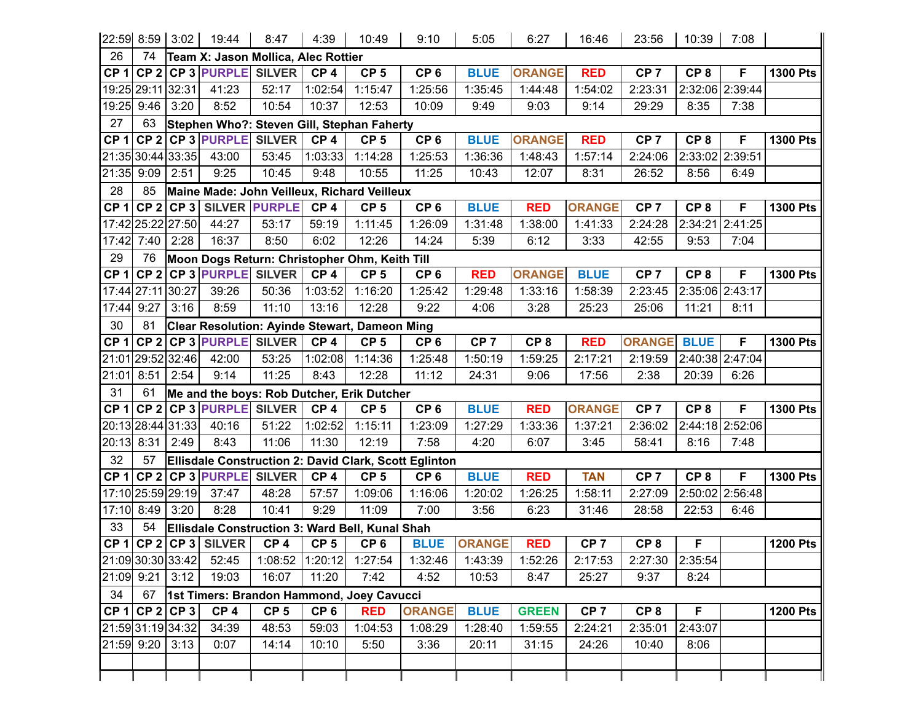| | | | | | | | | | | | | | | |
|---|---|---|---|---|---|---|---|---|---|---|---|---|---|---|
| 22:59 | 8:59 | 3:02 | 19:44 | 8:47 | 4:39 | 10:49 | 9:10 | 5:05 | 6:27 | 16:46 | 23:56 | 10:39 | 7:08 | |
| 26 | 74 | **Team X: Jason Mollica, Alec Rottier** | | | | | | | | | | | | |
| **CP 1** | **CP 2** | **CP 3** | **PURPLE** | **SILVER** | **CP 4** | **CP 5** | **CP 6** | **BLUE** | **ORANGE** | **RED** | **CP 7** | **CP 8** | **F** | **1300 Pts** |
| 19:25 | 29:11 | 32:31 | 41:23 | 52:17 | 1:02:54 | 1:15:47 | 1:25:56 | 1:35:45 | 1:44:48 | 1:54:02 | 2:23:31 | 2:32:06 | 2:39:44 | |
| 19:25 | 9:46 | 3:20 | 8:52 | 10:54 | 10:37 | 12:53 | 10:09 | 9:49 | 9:03 | 9:14 | 29:29 | 8:35 | 7:38 | |
| 27 | 63 | **Stephen Who?: Steven Gill, Stephan Faherty** | | | | | | | | | | | | |
| **CP 1** | **CP 2** | **CP 3** | **PURPLE** | **SILVER** | **CP 4** | **CP 5** | **CP 6** | **BLUE** | **ORANGE** | **RED** | **CP 7** | **CP 8** | **F** | **1300 Pts** |
| 21:35 | 30:44 | 33:35 | 43:00 | 53:45 | 1:03:33 | 1:14:28 | 1:25:53 | 1:36:36 | 1:48:43 | 1:57:14 | 2:24:06 | 2:33:02 | 2:39:51 | |
| 21:35 | 9:09 | 2:51 | 9:25 | 10:45 | 9:48 | 10:55 | 11:25 | 10:43 | 12:07 | 8:31 | 26:52 | 8:56 | 6:49 | |
| 28 | 85 | **Maine Made: John Veilleux, Richard Veilleux** | | | | | | | | | | | | |
| **CP 1** | **CP 2** | **CP 3** | **SILVER** | **PURPLE** | **CP 4** | **CP 5** | **CP 6** | **BLUE** | **RED** | **ORANGE** | **CP 7** | **CP 8** | **F** | **1300 Pts** |
| 17:42 | 25:22 | 27:50 | 44:27 | 53:17 | 59:19 | 1:11:45 | 1:26:09 | 1:31:48 | 1:38:00 | 1:41:33 | 2:24:28 | 2:34:21 | 2:41:25 | |
| 17:42 | 7:40 | 2:28 | 16:37 | 8:50 | 6:02 | 12:26 | 14:24 | 5:39 | 6:12 | 3:33 | 42:55 | 9:53 | 7:04 | |
| 29 | 76 | **Moon Dogs Return: Christopher Ohm, Keith Till** | | | | | | | | | | | | |
| **CP 1** | **CP 2** | **CP 3** | **PURPLE** | **SILVER** | **CP 4** | **CP 5** | **CP 6** | **RED** | **ORANGE** | **BLUE** | **CP 7** | **CP 8** | **F** | **1300 Pts** |
| 17:44 | 27:11 | 30:27 | 39:26 | 50:36 | 1:03:52 | 1:16:20 | 1:25:42 | 1:29:48 | 1:33:16 | 1:58:39 | 2:23:45 | 2:35:06 | 2:43:17 | |
| 17:44 | 9:27 | 3:16 | 8:59 | 11:10 | 13:16 | 12:28 | 9:22 | 4:06 | 3:28 | 25:23 | 25:06 | 11:21 | 8:11 | |
| 30 | 81 | **Clear Resolution: Ayinde Stewart, Dameon Ming** | | | | | | | | | | | | |
| **CP 1** | **CP 2** | **CP 3** | **PURPLE** | **SILVER** | **CP 4** | **CP 5** | **CP 6** | **CP 7** | **CP 8** | **RED** | **ORANGE** | **BLUE** | **F** | **1300 Pts** |
| 21:01 | 29:52 | 32:46 | 42:00 | 53:25 | 1:02:08 | 1:14:36 | 1:25:48 | 1:50:19 | 1:59:25 | 2:17:21 | 2:19:59 | 2:40:38 | 2:47:04 | |
| 21:01 | 8:51 | 2:54 | 9:14 | 11:25 | 8:43 | 12:28 | 11:12 | 24:31 | 9:06 | 17:56 | 2:38 | 20:39 | 6:26 | |
| 31 | 61 | **Me and the boys: Rob Dutcher, Erik Dutcher** | | | | | | | | | | | | |
| **CP 1** | **CP 2** | **CP 3** | **PURPLE** | **SILVER** | **CP 4** | **CP 5** | **CP 6** | **BLUE** | **RED** | **ORANGE** | **CP 7** | **CP 8** | **F** | **1300 Pts** |
| 20:13 | 28:44 | 31:33 | 40:16 | 51:22 | 1:02:52 | 1:15:11 | 1:23:09 | 1:27:29 | 1:33:36 | 1:37:21 | 2:36:02 | 2:44:18 | 2:52:06 | |
| 20:13 | 8:31 | 2:49 | 8:43 | 11:06 | 11:30 | 12:19 | 7:58 | 4:20 | 6:07 | 3:45 | 58:41 | 8:16 | 7:48 | |
| 32 | 57 | **Ellisdale Construction 2: David Clark, Scott Eglinton** | | | | | | | | | | | | |
| **CP 1** | **CP 2** | **CP 3** | **PURPLE** | **SILVER** | **CP 4** | **CP 5** | **CP 6** | **BLUE** | **RED** | **TAN** | **CP 7** | **CP 8** | **F** | **1300 Pts** |
| 17:10 | 25:59 | 29:19 | 37:47 | 48:28 | 57:57 | 1:09:06 | 1:16:06 | 1:20:02 | 1:26:25 | 1:58:11 | 2:27:09 | 2:50:02 | 2:56:48 | |
| 17:10 | 8:49 | 3:20 | 8:28 | 10:41 | 9:29 | 11:09 | 7:00 | 3:56 | 6:23 | 31:46 | 28:58 | 22:53 | 6:46 | |
| 33 | 54 | **Ellisdale Construction 3: Ward Bell, Kunal Shah** | | | | | | | | | | | | |
| **CP 1** | **CP 2** | **CP 3** | **SILVER** | **CP 4** | **CP 5** | **CP 6** | **BLUE** | **ORANGE** | **RED** | **CP 7** | **CP 8** | **F** | | **1200 Pts** |
| 21:09 | 30:30 | 33:42 | 52:45 | 1:08:52 | 1:20:12 | 1:27:54 | 1:32:46 | 1:43:39 | 1:52:26 | 2:17:53 | 2:27:30 | 2:35:54 | | |
| 21:09 | 9:21 | 3:12 | 19:03 | 16:07 | 11:20 | 7:42 | 4:52 | 10:53 | 8:47 | 25:27 | 9:37 | 8:24 | | |
| 34 | 67 | **1st Timers: Brandon Hammond, Joey Cavucci** | | | | | | | | | | | | |
| **CP 1** | **CP 2** | **CP 3** | **CP 4** | **CP 5** | **CP 6** | **RED** | **ORANGE** | **BLUE** | **GREEN** | **CP 7** | **CP 8** | **F** | | **1200 Pts** |
| 21:59 | 31:19 | 34:32 | 34:39 | 48:53 | 59:03 | 1:04:53 | 1:08:29 | 1:28:40 | 1:59:55 | 2:24:21 | 2:35:01 | 2:43:07 | | |
| 21:59 | 9:20 | 3:13 | 0:07 | 14:14 | 10:10 | 5:50 | 3:36 | 20:11 | 31:15 | 24:26 | 10:40 | 8:06 | | |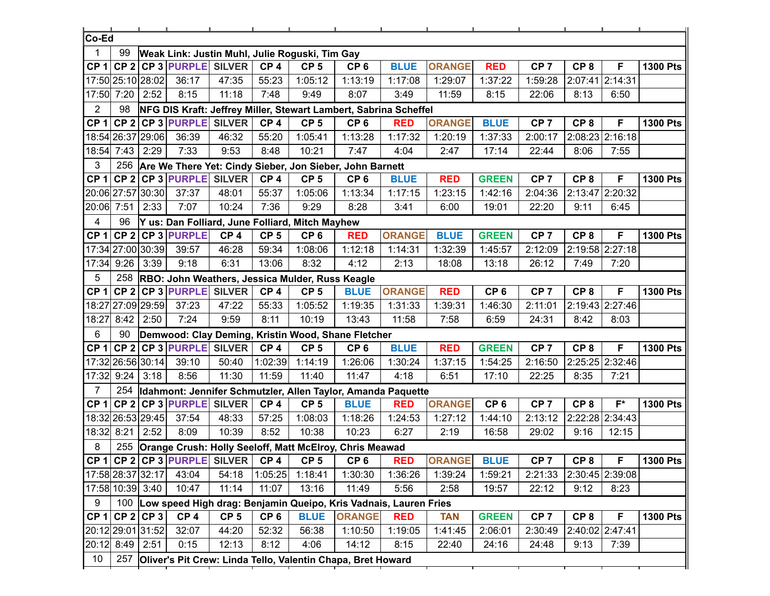| Co-Ed | | | | | | | | | | | | | | |
|---|---|---|---|---|---|---|---|---|---|---|---|---|---|---|
| 1 | 99 | Weak Link: Justin Muhl, Julie Roguski, Tim Gay | | | | | | | | | | | | |
| CP 1 | CP 2 | CP 3 | PURPLE | SILVER | CP 4 | CP 5 | CP 6 | BLUE | ORANGE | RED | CP 7 | CP 8 | F | 1300 Pts |
| 17:50 | 25:10 | 28:02 | 36:17 | 47:35 | 55:23 | 1:05:12 | 1:13:19 | 1:17:08 | 1:29:07 | 1:37:22 | 1:59:28 | 2:07:41 | 2:14:31 | |
| 17:50 | 7:20 | 2:52 | 8:15 | 11:18 | 7:48 | 9:49 | 8:07 | 3:49 | 11:59 | 8:15 | 22:06 | 8:13 | 6:50 | |
| 2 | 98 | NFG DIS Kraft: Jeffrey Miller, Stewart Lambert, Sabrina Scheffel | | | | | | | | | | | | |
| CP 1 | CP 2 | CP 3 | PURPLE | SILVER | CP 4 | CP 5 | CP 6 | RED | ORANGE | BLUE | CP 7 | CP 8 | F | 1300 Pts |
| 18:54 | 26:37 | 29:06 | 36:39 | 46:32 | 55:20 | 1:05:41 | 1:13:28 | 1:17:32 | 1:20:19 | 1:37:33 | 2:00:17 | 2:08:23 | 2:16:18 | |
| 18:54 | 7:43 | 2:29 | 7:33 | 9:53 | 8:48 | 10:21 | 7:47 | 4:04 | 2:47 | 17:14 | 22:44 | 8:06 | 7:55 | |
| 3 | 256 | Are We There Yet: Cindy Sieber, Jon Sieber, John Barnett | | | | | | | | | | | | |
| CP 1 | CP 2 | CP 3 | PURPLE | SILVER | CP 4 | CP 5 | CP 6 | BLUE | RED | GREEN | CP 7 | CP 8 | F | 1300 Pts |
| 20:06 | 27:57 | 30:30 | 37:37 | 48:01 | 55:37 | 1:05:06 | 1:13:34 | 1:17:15 | 1:23:15 | 1:42:16 | 2:04:36 | 2:13:47 | 2:20:32 | |
| 20:06 | 7:51 | 2:33 | 7:07 | 10:24 | 7:36 | 9:29 | 8:28 | 3:41 | 6:00 | 19:01 | 22:20 | 9:11 | 6:45 | |
| 4 | 96 | Y us: Dan Folliard, June Folliard, Mitch Mayhew | | | | | | | | | | | | |
| CP 1 | CP 2 | CP 3 | PURPLE | CP 4 | CP 5 | CP 6 | RED | ORANGE | BLUE | GREEN | CP 7 | CP 8 | F | 1300 Pts |
| 17:34 | 27:00 | 30:39 | 39:57 | 46:28 | 59:34 | 1:08:06 | 1:12:18 | 1:14:31 | 1:32:39 | 1:45:57 | 2:12:09 | 2:19:58 | 2:27:18 | |
| 17:34 | 9:26 | 3:39 | 9:18 | 6:31 | 13:06 | 8:32 | 4:12 | 2:13 | 18:08 | 13:18 | 26:12 | 7:49 | 7:20 | |
| 5 | 258 | RBO: John Weathers, Jessica Mulder, Russ Keagle | | | | | | | | | | | | |
| CP 1 | CP 2 | CP 3 | PURPLE | SILVER | CP 4 | CP 5 | BLUE | ORANGE | RED | CP 6 | CP 7 | CP 8 | F | 1300 Pts |
| 18:27 | 27:09 | 29:59 | 37:23 | 47:22 | 55:33 | 1:05:52 | 1:19:35 | 1:31:33 | 1:39:31 | 1:46:30 | 2:11:01 | 2:19:43 | 2:27:46 | |
| 18:27 | 8:42 | 2:50 | 7:24 | 9:59 | 8:11 | 10:19 | 13:43 | 11:58 | 7:58 | 6:59 | 24:31 | 8:42 | 8:03 | |
| 6 | 90 | Demwood: Clay Deming, Kristin Wood, Shane Fletcher | | | | | | | | | | | | |
| CP 1 | CP 2 | CP 3 | PURPLE | SILVER | CP 4 | CP 5 | CP 6 | BLUE | RED | GREEN | CP 7 | CP 8 | F | 1300 Pts |
| 17:32 | 26:56 | 30:14 | 39:10 | 50:40 | 1:02:39 | 1:14:19 | 1:26:06 | 1:30:24 | 1:37:15 | 1:54:25 | 2:16:50 | 2:25:25 | 2:32:46 | |
| 17:32 | 9:24 | 3:18 | 8:56 | 11:30 | 11:59 | 11:40 | 11:47 | 4:18 | 6:51 | 17:10 | 22:25 | 8:35 | 7:21 | |
| 7 | 254 | Idahmont: Jennifer Schmutzler, Allen Taylor, Amanda Paquette | | | | | | | | | | | | |
| CP 1 | CP 2 | CP 3 | PURPLE | SILVER | CP 4 | CP 5 | BLUE | RED | ORANGE | CP 6 | CP 7 | CP 8 | F* | 1300 Pts |
| 18:32 | 26:53 | 29:45 | 37:54 | 48:33 | 57:25 | 1:08:03 | 1:18:26 | 1:24:53 | 1:27:12 | 1:44:10 | 2:13:12 | 2:22:28 | 2:34:43 | |
| 18:32 | 8:21 | 2:52 | 8:09 | 10:39 | 8:52 | 10:38 | 10:23 | 6:27 | 2:19 | 16:58 | 29:02 | 9:16 | 12:15 | |
| 8 | 255 | Orange Crush: Holly Seeloff, Matt McElroy, Chris Meawad | | | | | | | | | | | | |
| CP 1 | CP 2 | CP 3 | PURPLE | SILVER | CP 4 | CP 5 | CP 6 | RED | ORANGE | BLUE | CP 7 | CP 8 | F | 1300 Pts |
| 17:58 | 28:37 | 32:17 | 43:04 | 54:18 | 1:05:25 | 1:18:41 | 1:30:30 | 1:36:26 | 1:39:24 | 1:59:21 | 2:21:33 | 2:30:45 | 2:39:08 | |
| 17:58 | 10:39 | 3:40 | 10:47 | 11:14 | 11:07 | 13:16 | 11:49 | 5:56 | 2:58 | 19:57 | 22:12 | 9:12 | 8:23 | |
| 9 | 100 | Low speed High drag: Benjamin Queipo, Kris Vadnais, Lauren Fries | | | | | | | | | | | | |
| CP 1 | CP 2 | CP 3 | CP 4 | CP 5 | CP 6 | BLUE | ORANGE | RED | TAN | GREEN | CP 7 | CP 8 | F | 1300 Pts |
| 20:12 | 29:01 | 31:52 | 32:07 | 44:20 | 52:32 | 56:38 | 1:10:50 | 1:19:05 | 1:41:45 | 2:06:01 | 2:30:49 | 2:40:02 | 2:47:41 | |
| 20:12 | 8:49 | 2:51 | 0:15 | 12:13 | 8:12 | 4:06 | 14:12 | 8:15 | 22:40 | 24:16 | 24:48 | 9:13 | 7:39 | |
| 10 | 257 | Oliver's Pit Crew: Linda Tello, Valentin Chapa, Bret Howard | | | | | | | | | | | | |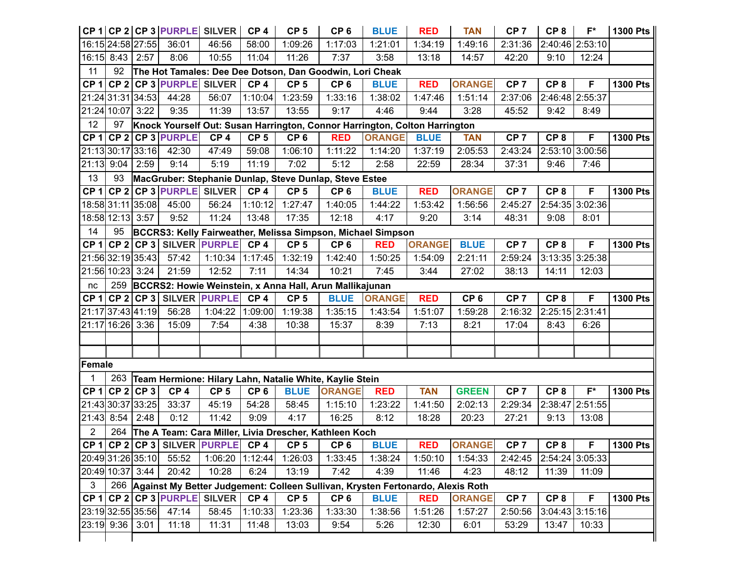| CP 1 | CP 2 | CP 3 | PURPLE | SILVER | CP 4 | CP 5 | CP 6 | BLUE | RED | TAN | CP 7 | CP 8 | F* | 1300 Pts |
|---|---|---|---|---|---|---|---|---|---|---|---|---|---|---|
| 16:15 | 24:58 | 27:55 | 36:01 | 46:56 | 58:00 | 1:09:26 | 1:17:03 | 1:21:01 | 1:34:19 | 1:49:16 | 2:31:36 | 2:40:46 | 2:53:10 | |
| 16:15 | 8:43 | 2:57 | 8:06 | 10:55 | 11:04 | 11:26 | 7:37 | 3:58 | 13:18 | 14:57 | 42:20 | 9:10 | 12:24 | |
| 11 | 92 | The Hot Tamales: Dee Dee Dotson, Dan Goodwin, Lori Cheak | | | | | | | | | | | | |
| CP 1 | CP 2 | CP 3 | PURPLE | SILVER | CP 4 | CP 5 | CP 6 | BLUE | RED | ORANGE | CP 7 | CP 8 | F | 1300 Pts |
| 21:24 | 31:31 | 34:53 | 44:28 | 56:07 | 1:10:04 | 1:23:59 | 1:33:16 | 1:38:02 | 1:47:46 | 1:51:14 | 2:37:06 | 2:46:48 | 2:55:37 | |
| 21:24 | 10:07 | 3:22 | 9:35 | 11:39 | 13:57 | 13:55 | 9:17 | 4:46 | 9:44 | 3:28 | 45:52 | 9:42 | 8:49 | |
| 12 | 97 | Knock Yourself Out: Susan Harrington, Connor Harrington, Colton Harrington | | | | | | | | | | | | |
| CP 1 | CP 2 | CP 3 | PURPLE | CP 4 | CP 5 | CP 6 | RED | ORANGE | BLUE | TAN | CP 7 | CP 8 | F | 1300 Pts |
| 21:13 | 30:17 | 33:16 | 42:30 | 47:49 | 59:08 | 1:06:10 | 1:11:22 | 1:14:20 | 1:37:19 | 2:05:53 | 2:43:24 | 2:53:10 | 3:00:56 | |
| 21:13 | 9:04 | 2:59 | 9:14 | 5:19 | 11:19 | 7:02 | 5:12 | 2:58 | 22:59 | 28:34 | 37:31 | 9:46 | 7:46 | |
| 13 | 93 | MacGruber: Stephanie Dunlap, Steve Dunlap, Steve Estee | | | | | | | | | | | | |
| CP 1 | CP 2 | CP 3 | PURPLE | SILVER | CP 4 | CP 5 | CP 6 | BLUE | RED | ORANGE | CP 7 | CP 8 | F | 1300 Pts |
| 18:58 | 31:11 | 35:08 | 45:00 | 56:24 | 1:10:12 | 1:27:47 | 1:40:05 | 1:44:22 | 1:53:42 | 1:56:56 | 2:45:27 | 2:54:35 | 3:02:36 | |
| 18:58 | 12:13 | 3:57 | 9:52 | 11:24 | 13:48 | 17:35 | 12:18 | 4:17 | 9:20 | 3:14 | 48:31 | 9:08 | 8:01 | |
| 14 | 95 | BCCRS3: Kelly Fairweather, Melissa Simpson, Michael Simpson | | | | | | | | | | | | |
| CP 1 | CP 2 | CP 3 | SILVER | PURPLE | CP 4 | CP 5 | CP 6 | RED | ORANGE | BLUE | CP 7 | CP 8 | F | 1300 Pts |
| 21:56 | 32:19 | 35:43 | 57:42 | 1:10:34 | 1:17:45 | 1:32:19 | 1:42:40 | 1:50:25 | 1:54:09 | 2:21:11 | 2:59:24 | 3:13:35 | 3:25:38 | |
| 21:56 | 10:23 | 3:24 | 21:59 | 12:52 | 7:11 | 14:34 | 10:21 | 7:45 | 3:44 | 27:02 | 38:13 | 14:11 | 12:03 | |
| nc | 259 | BCCRS2: Howie Weinstein, x Anna Hall, Arun Mallikajunan | | | | | | | | | | | | |
| CP 1 | CP 2 | CP 3 | SILVER | PURPLE | CP 4 | CP 5 | BLUE | ORANGE | RED | CP 6 | CP 7 | CP 8 | F | 1300 Pts |
| 21:17 | 37:43 | 41:19 | 56:28 | 1:04:22 | 1:09:00 | 1:19:38 | 1:35:15 | 1:43:54 | 1:51:07 | 1:59:28 | 2:16:32 | 2:25:15 | 2:31:41 | |
| 21:17 | 16:26 | 3:36 | 15:09 | 7:54 | 4:38 | 10:38 | 15:37 | 8:39 | 7:13 | 8:21 | 17:04 | 8:43 | 6:26 | |
| | | | | | | | | | | | | | | |
| | | | | | | | | | | | | | | |
| Female | | | | | | | | | | | | | | |
| 1 | 263 | Team Hermione: Hilary Lahn, Natalie White, Kaylie Stein | | | | | | | | | | | | |
| CP 1 | CP 2 | CP 3 | CP 4 | CP 5 | CP 6 | BLUE | ORANGE | RED | TAN | GREEN | CP 7 | CP 8 | F* | 1300 Pts |
| 21:43 | 30:37 | 33:25 | 33:37 | 45:19 | 54:28 | 58:45 | 1:15:10 | 1:23:22 | 1:41:50 | 2:02:13 | 2:29:34 | 2:38:47 | 2:51:55 | |
| 21:43 | 8:54 | 2:48 | 0:12 | 11:42 | 9:09 | 4:17 | 16:25 | 8:12 | 18:28 | 20:23 | 27:21 | 9:13 | 13:08 | |
| 2 | 264 | The A Team: Cara Miller, Livia Drescher, Kathleen Koch | | | | | | | | | | | | |
| CP 1 | CP 2 | CP 3 | SILVER | PURPLE | CP 4 | CP 5 | CP 6 | BLUE | RED | ORANGE | CP 7 | CP 8 | F | 1300 Pts |
| 20:49 | 31:26 | 35:10 | 55:52 | 1:06:20 | 1:12:44 | 1:26:03 | 1:33:45 | 1:38:24 | 1:50:10 | 1:54:33 | 2:42:45 | 2:54:24 | 3:05:33 | |
| 20:49 | 10:37 | 3:44 | 20:42 | 10:28 | 6:24 | 13:19 | 7:42 | 4:39 | 11:46 | 4:23 | 48:12 | 11:39 | 11:09 | |
| 3 | 266 | Against My Better Judgement: Colleen Sullivan, Krysten Fertonardo, Alexis Roth | | | | | | | | | | | | |
| CP 1 | CP 2 | CP 3 | PURPLE | SILVER | CP 4 | CP 5 | CP 6 | BLUE | RED | ORANGE | CP 7 | CP 8 | F | 1300 Pts |
| 23:19 | 32:55 | 35:56 | 47:14 | 58:45 | 1:10:33 | 1:23:36 | 1:33:30 | 1:38:56 | 1:51:26 | 1:57:27 | 2:50:56 | 3:04:43 | 3:15:16 | |
| 23:19 | 9:36 | 3:01 | 11:18 | 11:31 | 11:48 | 13:03 | 9:54 | 5:26 | 12:30 | 6:01 | 53:29 | 13:47 | 10:33 | |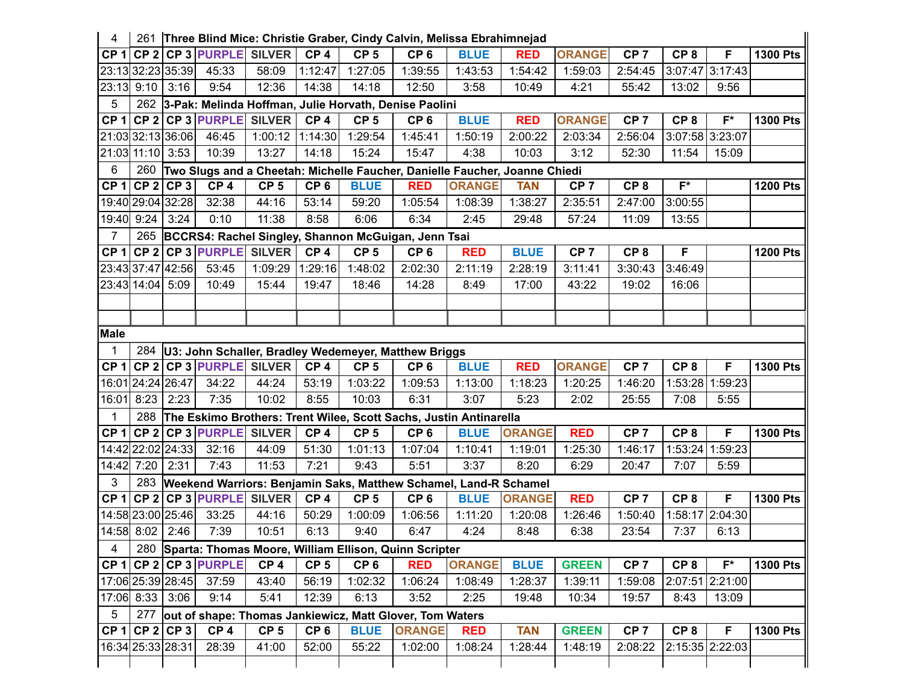| 4 | 261 | Three Blind Mice: Christie Graber, Cindy Calvin, Melissa Ebrahimnejad | | | | | | | | | | | | |
|---|---|---|---|---|---|---|---|---|---|---|---|---|---|---|
| CP 1 | CP 2 | CP 3 | PURPLE | SILVER | CP 4 | CP 5 | CP 6 | BLUE | RED | ORANGE | CP 7 | CP 8 | F | 1300 Pts |
| 23:13 | 32:23 | 35:39 | 45:33 | 58:09 | 1:12:47 | 1:27:05 | 1:39:55 | 1:43:53 | 1:54:42 | 1:59:03 | 2:54:45 | 3:07:47 | 3:17:43 | |
| 23:13 | 9:10 | 3:16 | 9:54 | 12:36 | 14:38 | 14:18 | 12:50 | 3:58 | 10:49 | 4:21 | 55:42 | 13:02 | 9:56 | |
| 5 | 262 | 3-Pak: Melinda Hoffman, Julie Horvath, Denise Paolini | | | | | | | | | | | | |
| CP 1 | CP 2 | CP 3 | PURPLE | SILVER | CP 4 | CP 5 | CP 6 | BLUE | RED | ORANGE | CP 7 | CP 8 | F* | 1300 Pts |
| 21:03 | 32:13 | 36:06 | 46:45 | 1:00:12 | 1:14:30 | 1:29:54 | 1:45:41 | 1:50:19 | 2:00:22 | 2:03:34 | 2:56:04 | 3:07:58 | 3:23:07 | |
| 21:03 | 11:10 | 3:53 | 10:39 | 13:27 | 14:18 | 15:24 | 15:47 | 4:38 | 10:03 | 3:12 | 52:30 | 11:54 | 15:09 | |
| 6 | 260 | Two Slugs and a Cheetah: Michelle Faucher, Danielle Faucher, Joanne Chiedi | | | | | | | | | | | | |
| CP 1 | CP 2 | CP 3 | CP 4 | CP 5 | CP 6 | BLUE | RED | ORANGE | TAN | CP 7 | CP 8 | F* | | 1200 Pts |
| 19:40 | 29:04 | 32:28 | 32:38 | 44:16 | 53:14 | 59:20 | 1:05:54 | 1:08:39 | 1:38:27 | 2:35:51 | 2:47:00 | 3:00:55 | | |
| 19:40 | 9:24 | 3:24 | 0:10 | 11:38 | 8:58 | 6:06 | 6:34 | 2:45 | 29:48 | 57:24 | 11:09 | 13:55 | | |
| 7 | 265 | BCCRS4: Rachel Singley, Shannon McGuigan, Jenn Tsai | | | | | | | | | | | | |
| CP 1 | CP 2 | CP 3 | PURPLE | SILVER | CP 4 | CP 5 | CP 6 | RED | BLUE | CP 7 | CP 8 | F | | 1200 Pts |
| 23:43 | 37:47 | 42:56 | 53:45 | 1:09:29 | 1:29:16 | 1:48:02 | 2:02:30 | 2:11:19 | 2:28:19 | 3:11:41 | 3:30:43 | 3:46:49 | | |
| 23:43 | 14:04 | 5:09 | 10:49 | 15:44 | 19:47 | 18:46 | 14:28 | 8:49 | 17:00 | 43:22 | 19:02 | 16:06 | | |
| | | | | | | | | | | | | | | |
| | | | | | | | | | | | | | | |
| Male | | | | | | | | | | | | | | |
| 1 | 284 | U3: John Schaller, Bradley Wedemeyer, Matthew Briggs | | | | | | | | | | | | |
| CP 1 | CP 2 | CP 3 | PURPLE | SILVER | CP 4 | CP 5 | CP 6 | BLUE | RED | ORANGE | CP 7 | CP 8 | F | 1300 Pts |
| 16:01 | 24:24 | 26:47 | 34:22 | 44:24 | 53:19 | 1:03:22 | 1:09:53 | 1:13:00 | 1:18:23 | 1:20:25 | 1:46:20 | 1:53:28 | 1:59:23 | |
| 16:01 | 8:23 | 2:23 | 7:35 | 10:02 | 8:55 | 10:03 | 6:31 | 3:07 | 5:23 | 2:02 | 25:55 | 7:08 | 5:55 | |
| 1 | 288 | The Eskimo Brothers: Trent Wilee, Scott Sachs, Justin Antinarella | | | | | | | | | | | | |
| CP 1 | CP 2 | CP 3 | PURPLE | SILVER | CP 4 | CP 5 | CP 6 | BLUE | ORANGE | RED | CP 7 | CP 8 | F | 1300 Pts |
| 14:42 | 22:02 | 24:33 | 32:16 | 44:09 | 51:30 | 1:01:13 | 1:07:04 | 1:10:41 | 1:19:01 | 1:25:30 | 1:46:17 | 1:53:24 | 1:59:23 | |
| 14:42 | 7:20 | 2:31 | 7:43 | 11:53 | 7:21 | 9:43 | 5:51 | 3:37 | 8:20 | 6:29 | 20:47 | 7:07 | 5:59 | |
| 3 | 283 | Weekend Warriors: Benjamin Saks, Matthew Schamel, Land-R Schamel | | | | | | | | | | | | |
| CP 1 | CP 2 | CP 3 | PURPLE | SILVER | CP 4 | CP 5 | CP 6 | BLUE | ORANGE | RED | CP 7 | CP 8 | F | 1300 Pts |
| 14:58 | 23:00 | 25:46 | 33:25 | 44:16 | 50:29 | 1:00:09 | 1:06:56 | 1:11:20 | 1:20:08 | 1:26:46 | 1:50:40 | 1:58:17 | 2:04:30 | |
| 14:58 | 8:02 | 2:46 | 7:39 | 10:51 | 6:13 | 9:40 | 6:47 | 4:24 | 8:48 | 6:38 | 23:54 | 7:37 | 6:13 | |
| 4 | 280 | Sparta: Thomas Moore, William Ellison, Quinn Scripter | | | | | | | | | | | | |
| CP 1 | CP 2 | CP 3 | PURPLE | CP 4 | CP 5 | CP 6 | RED | ORANGE | BLUE | GREEN | CP 7 | CP 8 | F* | 1300 Pts |
| 17:06 | 25:39 | 28:45 | 37:59 | 43:40 | 56:19 | 1:02:32 | 1:06:24 | 1:08:49 | 1:28:37 | 1:39:11 | 1:59:08 | 2:07:51 | 2:21:00 | |
| 17:06 | 8:33 | 3:06 | 9:14 | 5:41 | 12:39 | 6:13 | 3:52 | 2:25 | 19:48 | 10:34 | 19:57 | 8:43 | 13:09 | |
| 5 | 277 | out of shape: Thomas Jankiewicz, Matt Glover, Tom Waters | | | | | | | | | | | | |
| CP 1 | CP 2 | CP 3 | CP 4 | CP 5 | CP 6 | BLUE | ORANGE | RED | TAN | GREEN | CP 7 | CP 8 | F | 1300 Pts |
| 16:34 | 25:33 | 28:31 | 28:39 | 41:00 | 52:00 | 55:22 | 1:02:00 | 1:08:24 | 1:28:44 | 1:48:19 | 2:08:22 | 2:15:35 | 2:22:03 | |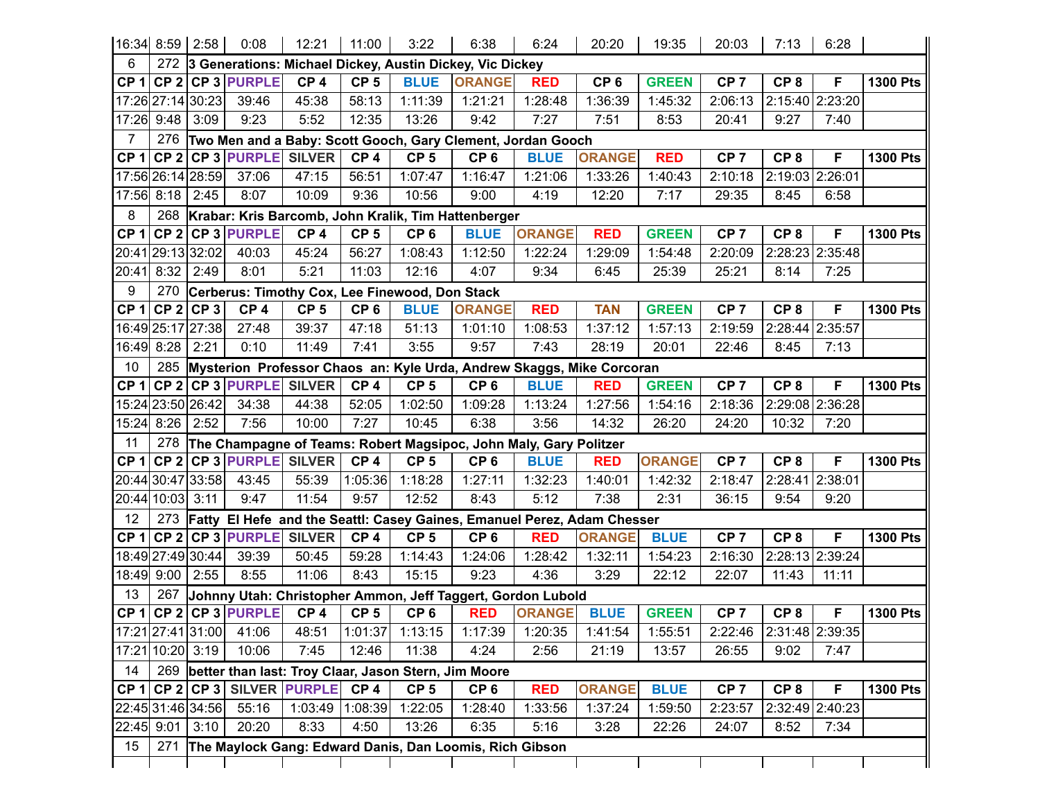| 16:34 | 8:59 | 2:58 | 0:08 | 12:21 | 11:00 | 3:22 | 6:38 | 6:24 | 20:20 | 19:35 | 20:03 | 7:13 | 6:28 | |
|---|---|---|---|---|---|---|---|---|---|---|---|---|---|---|
| 6 | 272 | **3 Generations: Michael Dickey, Austin Dickey, Vic Dickey** | | | | | | | | | | | | |
| **CP 1** | **CP 2** | **CP 3** | **PURPLE** | **CP 4** | **CP 5** | **BLUE** | **ORANGE** | **RED** | **CP 6** | **GREEN** | **CP 7** | **CP 8** | **F** | **1300 Pts** |
| 17:26 | 27:14 | 30:23 | 39:46 | 45:38 | 58:13 | 1:11:39 | 1:21:21 | 1:28:48 | 1:36:39 | 1:45:32 | 2:06:13 | 2:15:40 | 2:23:20 | |
| 17:26 | 9:48 | 3:09 | 9:23 | 5:52 | 12:35 | 13:26 | 9:42 | 7:27 | 7:51 | 8:53 | 20:41 | 9:27 | 7:40 | |
| 7 | 276 | **Two Men and a Baby: Scott Gooch, Gary Clement, Jordan Gooch** | | | | | | | | | | | | |
| **CP 1** | **CP 2** | **CP 3** | **PURPLE** | **SILVER** | **CP 4** | **CP 5** | **CP 6** | **BLUE** | **ORANGE** | **RED** | **CP 7** | **CP 8** | **F** | **1300 Pts** |
| 17:56 | 26:14 | 28:59 | 37:06 | 47:15 | 56:51 | 1:07:47 | 1:16:47 | 1:21:06 | 1:33:26 | 1:40:43 | 2:10:18 | 2:19:03 | 2:26:01 | |
| 17:56 | 8:18 | 2:45 | 8:07 | 10:09 | 9:36 | 10:56 | 9:00 | 4:19 | 12:20 | 7:17 | 29:35 | 8:45 | 6:58 | |
| 8 | 268 | **Krabar: Kris Barcomb, John Kralik, Tim Hattenberger** | | | | | | | | | | | | |
| **CP 1** | **CP 2** | **CP 3** | **PURPLE** | **CP 4** | **CP 5** | **CP 6** | **BLUE** | **ORANGE** | **RED** | **GREEN** | **CP 7** | **CP 8** | **F** | **1300 Pts** |
| 20:41 | 29:13 | 32:02 | 40:03 | 45:24 | 56:27 | 1:08:43 | 1:12:50 | 1:22:24 | 1:29:09 | 1:54:48 | 2:20:09 | 2:28:23 | 2:35:48 | |
| 20:41 | 8:32 | 2:49 | 8:01 | 5:21 | 11:03 | 12:16 | 4:07 | 9:34 | 6:45 | 25:39 | 25:21 | 8:14 | 7:25 | |
| 9 | 270 | **Cerberus: Timothy Cox, Lee Finewood, Don Stack** | | | | | | | | | | | | |
| **CP 1** | **CP 2** | **CP 3** | **CP 4** | **CP 5** | **CP 6** | **BLUE** | **ORANGE** | **RED** | **TAN** | **GREEN** | **CP 7** | **CP 8** | **F** | **1300 Pts** |
| 16:49 | 25:17 | 27:38 | 27:48 | 39:37 | 47:18 | 51:13 | 1:01:10 | 1:08:53 | 1:37:12 | 1:57:13 | 2:19:59 | 2:28:44 | 2:35:57 | |
| 16:49 | 8:28 | 2:21 | 0:10 | 11:49 | 7:41 | 3:55 | 9:57 | 7:43 | 28:19 | 20:01 | 22:46 | 8:45 | 7:13 | |
| 10 | 285 | **Mysterion Professor Chaos an: Kyle Urda, Andrew Skaggs, Mike Corcoran** | | | | | | | | | | | | |
| **CP 1** | **CP 2** | **CP 3** | **PURPLE** | **SILVER** | **CP 4** | **CP 5** | **CP 6** | **BLUE** | **RED** | **GREEN** | **CP 7** | **CP 8** | **F** | **1300 Pts** |
| 15:24 | 23:50 | 26:42 | 34:38 | 44:38 | 52:05 | 1:02:50 | 1:09:28 | 1:13:24 | 1:27:56 | 1:54:16 | 2:18:36 | 2:29:08 | 2:36:28 | |
| 15:24 | 8:26 | 2:52 | 7:56 | 10:00 | 7:27 | 10:45 | 6:38 | 3:56 | 14:32 | 26:20 | 24:20 | 10:32 | 7:20 | |
| 11 | 278 | **The Champagne of Teams: Robert Magsipoc, John Maly, Gary Politzer** | | | | | | | | | | | | |
| **CP 1** | **CP 2** | **CP 3** | **PURPLE** | **SILVER** | **CP 4** | **CP 5** | **CP 6** | **BLUE** | **RED** | **ORANGE** | **CP 7** | **CP 8** | **F** | **1300 Pts** |
| 20:44 | 30:47 | 33:58 | 43:45 | 55:39 | 1:05:36 | 1:18:28 | 1:27:11 | 1:32:23 | 1:40:01 | 1:42:32 | 2:18:47 | 2:28:41 | 2:38:01 | |
| 20:44 | 10:03 | 3:11 | 9:47 | 11:54 | 9:57 | 12:52 | 8:43 | 5:12 | 7:38 | 2:31 | 36:15 | 9:54 | 9:20 | |
| 12 | 273 | **Fatty El Hefe and the Seattl: Casey Gaines, Emanuel Perez, Adam Chesser** | | | | | | | | | | | | |
| **CP 1** | **CP 2** | **CP 3** | **PURPLE** | **SILVER** | **CP 4** | **CP 5** | **CP 6** | **RED** | **ORANGE** | **BLUE** | **CP 7** | **CP 8** | **F** | **1300 Pts** |
| 18:49 | 27:49 | 30:44 | 39:39 | 50:45 | 59:28 | 1:14:43 | 1:24:06 | 1:28:42 | 1:32:11 | 1:54:23 | 2:16:30 | 2:28:13 | 2:39:24 | |
| 18:49 | 9:00 | 2:55 | 8:55 | 11:06 | 8:43 | 15:15 | 9:23 | 4:36 | 3:29 | 22:12 | 22:07 | 11:43 | 11:11 | |
| 13 | 267 | **Johnny Utah: Christopher Ammon, Jeff Taggert, Gordon Lubold** | | | | | | | | | | | | |
| **CP 1** | **CP 2** | **CP 3** | **PURPLE** | **CP 4** | **CP 5** | **CP 6** | **RED** | **ORANGE** | **BLUE** | **GREEN** | **CP 7** | **CP 8** | **F** | **1300 Pts** |
| 17:21 | 27:41 | 31:00 | 41:06 | 48:51 | 1:01:37 | 1:13:15 | 1:17:39 | 1:20:35 | 1:41:54 | 1:55:51 | 2:22:46 | 2:31:48 | 2:39:35 | |
| 17:21 | 10:20 | 3:19 | 10:06 | 7:45 | 12:46 | 11:38 | 4:24 | 2:56 | 21:19 | 13:57 | 26:55 | 9:02 | 7:47 | |
| 14 | 269 | **better than last: Troy Claar, Jason Stern, Jim Moore** | | | | | | | | | | | | |
| **CP 1** | **CP 2** | **CP 3** | **SILVER** | **PURPLE** | **CP 4** | **CP 5** | **CP 6** | **RED** | **ORANGE** | **BLUE** | **CP 7** | **CP 8** | **F** | **1300 Pts** |
| 22:45 | 31:46 | 34:56 | 55:16 | 1:03:49 | 1:08:39 | 1:22:05 | 1:28:40 | 1:33:56 | 1:37:24 | 1:59:50 | 2:23:57 | 2:32:49 | 2:40:23 | |
| 22:45 | 9:01 | 3:10 | 20:20 | 8:33 | 4:50 | 13:26 | 6:35 | 5:16 | 3:28 | 22:26 | 24:07 | 8:52 | 7:34 | |
| 15 | 271 | **The Maylock Gang: Edward Danis, Dan Loomis, Rich Gibson** | | | | | | | | | | | | |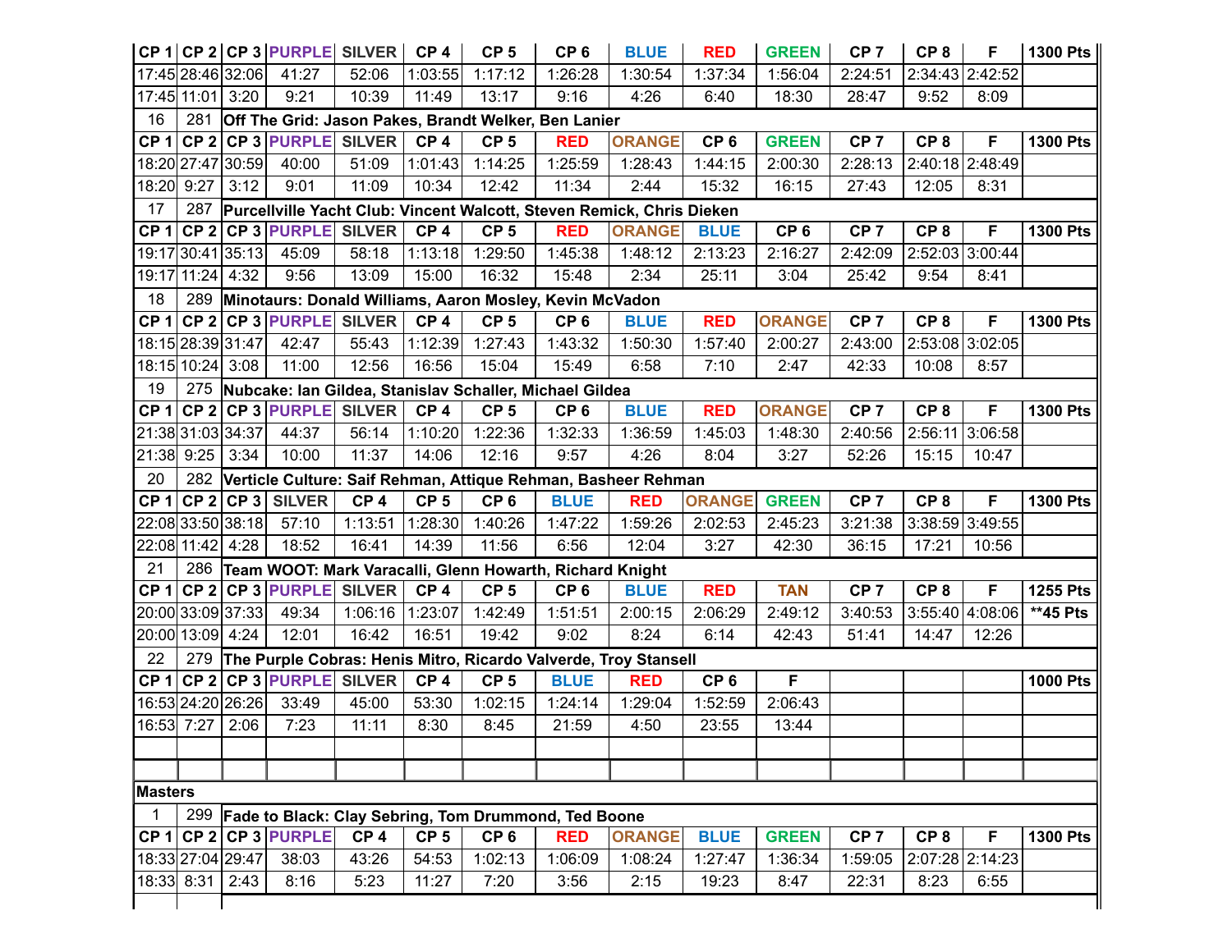| CP 1 | CP 2 | CP 3 | PURPLE | SILVER | CP 4 | CP 5 | CP 6 | BLUE | RED | GREEN | CP 7 | CP 8 | F | 1300 Pts |
|---|---|---|---|---|---|---|---|---|---|---|---|---|---|---|
| 17:45 | 28:46 | 32:06 | 41:27 | 52:06 | 1:03:55 | 1:17:12 | 1:26:28 | 1:30:54 | 1:37:34 | 1:56:04 | 2:24:51 | 2:34:43 | 2:42:52 | |
| 17:45 | 11:01 | 3:20 | 9:21 | 10:39 | 11:49 | 13:17 | 9:16 | 4:26 | 6:40 | 18:30 | 28:47 | 9:52 | 8:09 | |
| 16 | 281 | Off The Grid: Jason Pakes, Brandt Welker, Ben Lanier | | | | | | | | | | | | |
| CP 1 | CP 2 | CP 3 | PURPLE | SILVER | CP 4 | CP 5 | RED | ORANGE | CP 6 | GREEN | CP 7 | CP 8 | F | 1300 Pts |
| 18:20 | 27:47 | 30:59 | 40:00 | 51:09 | 1:01:43 | 1:14:25 | 1:25:59 | 1:28:43 | 1:44:15 | 2:00:30 | 2:28:13 | 2:40:18 | 2:48:49 | |
| 18:20 | 9:27 | 3:12 | 9:01 | 11:09 | 10:34 | 12:42 | 11:34 | 2:44 | 15:32 | 16:15 | 27:43 | 12:05 | 8:31 | |
| 17 | 287 | Purcellville Yacht Club: Vincent Walcott, Steven Remick, Chris Dieken | | | | | | | | | | | | |
| CP 1 | CP 2 | CP 3 | PURPLE | SILVER | CP 4 | CP 5 | RED | ORANGE | BLUE | CP 6 | CP 7 | CP 8 | F | 1300 Pts |
| 19:17 | 30:41 | 35:13 | 45:09 | 58:18 | 1:13:18 | 1:29:50 | 1:45:38 | 1:48:12 | 2:13:23 | 2:16:27 | 2:42:09 | 2:52:03 | 3:00:44 | |
| 19:17 | 11:24 | 4:32 | 9:56 | 13:09 | 15:00 | 16:32 | 15:48 | 2:34 | 25:11 | 3:04 | 25:42 | 9:54 | 8:41 | |
| 18 | 289 | Minotaurs: Donald Williams, Aaron Mosley, Kevin McVadon | | | | | | | | | | | | |
| CP 1 | CP 2 | CP 3 | PURPLE | SILVER | CP 4 | CP 5 | CP 6 | BLUE | RED | ORANGE | CP 7 | CP 8 | F | 1300 Pts |
| 18:15 | 28:39 | 31:47 | 42:47 | 55:43 | 1:12:39 | 1:27:43 | 1:43:32 | 1:50:30 | 1:57:40 | 2:00:27 | 2:43:00 | 2:53:08 | 3:02:05 | |
| 18:15 | 10:24 | 3:08 | 11:00 | 12:56 | 16:56 | 15:04 | 15:49 | 6:58 | 7:10 | 2:47 | 42:33 | 10:08 | 8:57 | |
| 19 | 275 | Nubcake: Ian Gildea, Stanislav Schaller, Michael Gildea | | | | | | | | | | | | |
| CP 1 | CP 2 | CP 3 | PURPLE | SILVER | CP 4 | CP 5 | CP 6 | BLUE | RED | ORANGE | CP 7 | CP 8 | F | 1300 Pts |
| 21:38 | 31:03 | 34:37 | 44:37 | 56:14 | 1:10:20 | 1:22:36 | 1:32:33 | 1:36:59 | 1:45:03 | 1:48:30 | 2:40:56 | 2:56:11 | 3:06:58 | |
| 21:38 | 9:25 | 3:34 | 10:00 | 11:37 | 14:06 | 12:16 | 9:57 | 4:26 | 8:04 | 3:27 | 52:26 | 15:15 | 10:47 | |
| 20 | 282 | Verticle Culture: Saif Rehman, Attique Rehman, Basheer Rehman | | | | | | | | | | | | |
| CP 1 | CP 2 | CP 3 | SILVER | CP 4 | CP 5 | CP 6 | BLUE | RED | ORANGE | GREEN | CP 7 | CP 8 | F | 1300 Pts |
| 22:08 | 33:50 | 38:18 | 57:10 | 1:13:51 | 1:28:30 | 1:40:26 | 1:47:22 | 1:59:26 | 2:02:53 | 2:45:23 | 3:21:38 | 3:38:59 | 3:49:55 | |
| 22:08 | 11:42 | 4:28 | 18:52 | 16:41 | 14:39 | 11:56 | 6:56 | 12:04 | 3:27 | 42:30 | 36:15 | 17:21 | 10:56 | |
| 21 | 286 | Team WOOT: Mark Varacalli, Glenn Howarth, Richard Knight | | | | | | | | | | | | |
| CP 1 | CP 2 | CP 3 | PURPLE | SILVER | CP 4 | CP 5 | CP 6 | BLUE | RED | TAN | CP 7 | CP 8 | F | 1255 Pts |
| 20:00 | 33:09 | 37:33 | 49:34 | 1:06:16 | 1:23:07 | 1:42:49 | 1:51:51 | 2:00:15 | 2:06:29 | 2:49:12 | 3:40:53 | 3:55:40 | 4:08:06 | **45 Pts |
| 20:00 | 13:09 | 4:24 | 12:01 | 16:42 | 16:51 | 19:42 | 9:02 | 8:24 | 6:14 | 42:43 | 51:41 | 14:47 | 12:26 | |
| 22 | 279 | The Purple Cobras: Henis Mitro, Ricardo Valverde, Troy Stansell | | | | | | | | | | | | |
| CP 1 | CP 2 | CP 3 | PURPLE | SILVER | CP 4 | CP 5 | BLUE | RED | CP 6 | F | | | | 1000 Pts |
| 16:53 | 24:20 | 26:26 | 33:49 | 45:00 | 53:30 | 1:02:15 | 1:24:14 | 1:29:04 | 1:52:59 | 2:06:43 | | | | |
| 16:53 | 7:27 | 2:06 | 7:23 | 11:11 | 8:30 | 8:45 | 21:59 | 4:50 | 23:55 | 13:44 | | | | |
| Masters | | | | | | | | | | | | | | |
| 1 | 299 | Fade to Black: Clay Sebring, Tom Drummond, Ted Boone | | | | | | | | | | | | |
| CP 1 | CP 2 | CP 3 | PURPLE | CP 4 | CP 5 | CP 6 | RED | ORANGE | BLUE | GREEN | CP 7 | CP 8 | F | 1300 Pts |
| 18:33 | 27:04 | 29:47 | 38:03 | 43:26 | 54:53 | 1:02:13 | 1:06:09 | 1:08:24 | 1:27:47 | 1:36:34 | 1:59:05 | 2:07:28 | 2:14:23 | |
| 18:33 | 8:31 | 2:43 | 8:16 | 5:23 | 11:27 | 7:20 | 3:56 | 2:15 | 19:23 | 8:47 | 22:31 | 8:23 | 6:55 | |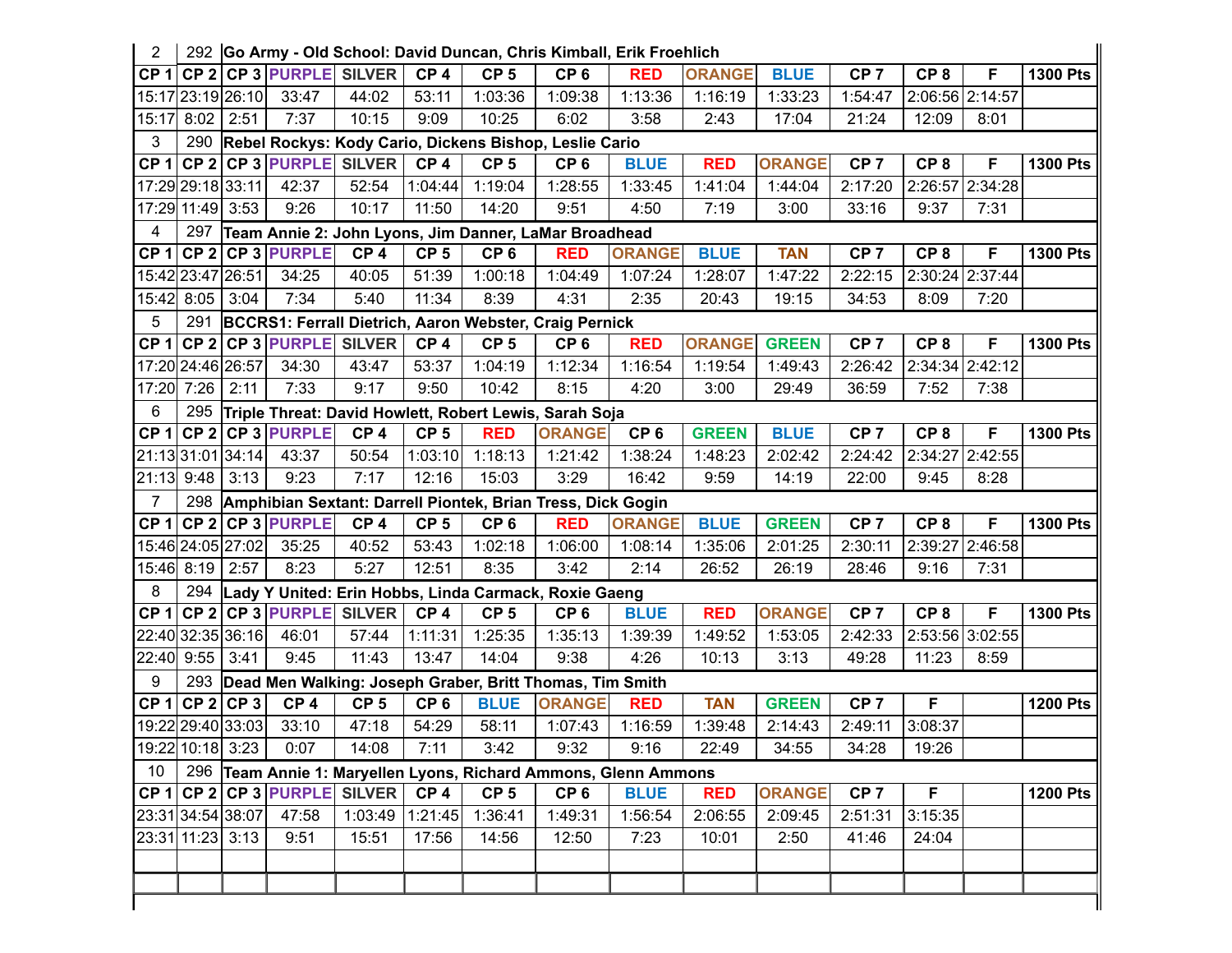| | | | | | | | | | | | | | | |
|---|---|---|---|---|---|---|---|---|---|---|---|---|---|---|
| 2 | 292 | **Go Army - Old School: David Duncan, Chris Kimball, Erik Froehlich** | | | | | | | | | | | | |
| **CP 1** | **CP 2** | **CP 3** | **PURPLE** | **SILVER** | **CP 4** | **CP 5** | **CP 6** | **RED** | **ORANGE** | **BLUE** | **CP 7** | **CP 8** | **F** | **1300 Pts** |
| 15:17 | 23:19 | 26:10 | 33:47 | 44:02 | 53:11 | 1:03:36 | 1:09:38 | 1:13:36 | 1:16:19 | 1:33:23 | 1:54:47 | 2:06:56 | 2:14:57 | |
| 15:17 | 8:02 | 2:51 | 7:37 | 10:15 | 9:09 | 10:25 | 6:02 | 3:58 | 2:43 | 17:04 | 21:24 | 12:09 | 8:01 | |
| 3 | 290 | **Rebel Rockys: Kody Cario, Dickens Bishop, Leslie Cario** | | | | | | | | | | | | |
| **CP 1** | **CP 2** | **CP 3** | **PURPLE** | **SILVER** | **CP 4** | **CP 5** | **CP 6** | **BLUE** | **RED** | **ORANGE** | **CP 7** | **CP 8** | **F** | **1300 Pts** |
| 17:29 | 29:18 | 33:11 | 42:37 | 52:54 | 1:04:44 | 1:19:04 | 1:28:55 | 1:33:45 | 1:41:04 | 1:44:04 | 2:17:20 | 2:26:57 | 2:34:28 | |
| 17:29 | 11:49 | 3:53 | 9:26 | 10:17 | 11:50 | 14:20 | 9:51 | 4:50 | 7:19 | 3:00 | 33:16 | 9:37 | 7:31 | |
| 4 | 297 | **Team Annie 2: John Lyons, Jim Danner, LaMar Broadhead** | | | | | | | | | | | | |
| **CP 1** | **CP 2** | **CP 3** | **PURPLE** | **CP 4** | **CP 5** | **CP 6** | **RED** | **ORANGE** | **BLUE** | **TAN** | **CP 7** | **CP 8** | **F** | **1300 Pts** |
| 15:42 | 23:47 | 26:51 | 34:25 | 40:05 | 51:39 | 1:00:18 | 1:04:49 | 1:07:24 | 1:28:07 | 1:47:22 | 2:22:15 | 2:30:24 | 2:37:44 | |
| 15:42 | 8:05 | 3:04 | 7:34 | 5:40 | 11:34 | 8:39 | 4:31 | 2:35 | 20:43 | 19:15 | 34:53 | 8:09 | 7:20 | |
| 5 | 291 | **BCCRS1: Ferrall Dietrich, Aaron Webster, Craig Pernick** | | | | | | | | | | | | |
| **CP 1** | **CP 2** | **CP 3** | **PURPLE** | **SILVER** | **CP 4** | **CP 5** | **CP 6** | **RED** | **ORANGE** | **GREEN** | **CP 7** | **CP 8** | **F** | **1300 Pts** |
| 17:20 | 24:46 | 26:57 | 34:30 | 43:47 | 53:37 | 1:04:19 | 1:12:34 | 1:16:54 | 1:19:54 | 1:49:43 | 2:26:42 | 2:34:34 | 2:42:12 | |
| 17:20 | 7:26 | 2:11 | 7:33 | 9:17 | 9:50 | 10:42 | 8:15 | 4:20 | 3:00 | 29:49 | 36:59 | 7:52 | 7:38 | |
| 6 | 295 | **Triple Threat: David Howlett, Robert Lewis, Sarah Soja** | | | | | | | | | | | | |
| **CP 1** | **CP 2** | **CP 3** | **PURPLE** | **CP 4** | **CP 5** | **RED** | **ORANGE** | **CP 6** | **GREEN** | **BLUE** | **CP 7** | **CP 8** | **F** | **1300 Pts** |
| 21:13 | 31:01 | 34:14 | 43:37 | 50:54 | 1:03:10 | 1:18:13 | 1:21:42 | 1:38:24 | 1:48:23 | 2:02:42 | 2:24:42 | 2:34:27 | 2:42:55 | |
| 21:13 | 9:48 | 3:13 | 9:23 | 7:17 | 12:16 | 15:03 | 3:29 | 16:42 | 9:59 | 14:19 | 22:00 | 9:45 | 8:28 | |
| 7 | 298 | **Amphibian Sextant: Darrell Piontek, Brian Tress, Dick Gogin** | | | | | | | | | | | | |
| **CP 1** | **CP 2** | **CP 3** | **PURPLE** | **CP 4** | **CP 5** | **CP 6** | **RED** | **ORANGE** | **BLUE** | **GREEN** | **CP 7** | **CP 8** | **F** | **1300 Pts** |
| 15:46 | 24:05 | 27:02 | 35:25 | 40:52 | 53:43 | 1:02:18 | 1:06:00 | 1:08:14 | 1:35:06 | 2:01:25 | 2:30:11 | 2:39:27 | 2:46:58 | |
| 15:46 | 8:19 | 2:57 | 8:23 | 5:27 | 12:51 | 8:35 | 3:42 | 2:14 | 26:52 | 26:19 | 28:46 | 9:16 | 7:31 | |
| 8 | 294 | **Lady Y United: Erin Hobbs, Linda Carmack, Roxie Gaeng** | | | | | | | | | | | | |
| **CP 1** | **CP 2** | **CP 3** | **PURPLE** | **SILVER** | **CP 4** | **CP 5** | **CP 6** | **BLUE** | **RED** | **ORANGE** | **CP 7** | **CP 8** | **F** | **1300 Pts** |
| 22:40 | 32:35 | 36:16 | 46:01 | 57:44 | 1:11:31 | 1:25:35 | 1:35:13 | 1:39:39 | 1:49:52 | 1:53:05 | 2:42:33 | 2:53:56 | 3:02:55 | |
| 22:40 | 9:55 | 3:41 | 9:45 | 11:43 | 13:47 | 14:04 | 9:38 | 4:26 | 10:13 | 3:13 | 49:28 | 11:23 | 8:59 | |
| 9 | 293 | **Dead Men Walking: Joseph Graber, Britt Thomas, Tim Smith** | | | | | | | | | | | | |
| **CP 1** | **CP 2** | **CP 3** | **CP 4** | **CP 5** | **CP 6** | **BLUE** | **ORANGE** | **RED** | **TAN** | **GREEN** | **CP 7** | **F** | | **1200 Pts** |
| 19:22 | 29:40 | 33:03 | 33:10 | 47:18 | 54:29 | 58:11 | 1:07:43 | 1:16:59 | 1:39:48 | 2:14:43 | 2:49:11 | 3:08:37 | | |
| 19:22 | 10:18 | 3:23 | 0:07 | 14:08 | 7:11 | 3:42 | 9:32 | 9:16 | 22:49 | 34:55 | 34:28 | 19:26 | | |
| 10 | 296 | **Team Annie 1: Maryellen Lyons, Richard Ammons, Glenn Ammons** | | | | | | | | | | | | |
| **CP 1** | **CP 2** | **CP 3** | **PURPLE** | **SILVER** | **CP 4** | **CP 5** | **CP 6** | **BLUE** | **RED** | **ORANGE** | **CP 7** | **F** | | **1200 Pts** |
| 23:31 | 34:54 | 38:07 | 47:58 | 1:03:49 | 1:21:45 | 1:36:41 | 1:49:31 | 1:56:54 | 2:06:55 | 2:09:45 | 2:51:31 | 3:15:35 | | |
| 23:31 | 11:23 | 3:13 | 9:51 | 15:51 | 17:56 | 14:56 | 12:50 | 7:23 | 10:01 | 2:50 | 41:46 | 24:04 | | |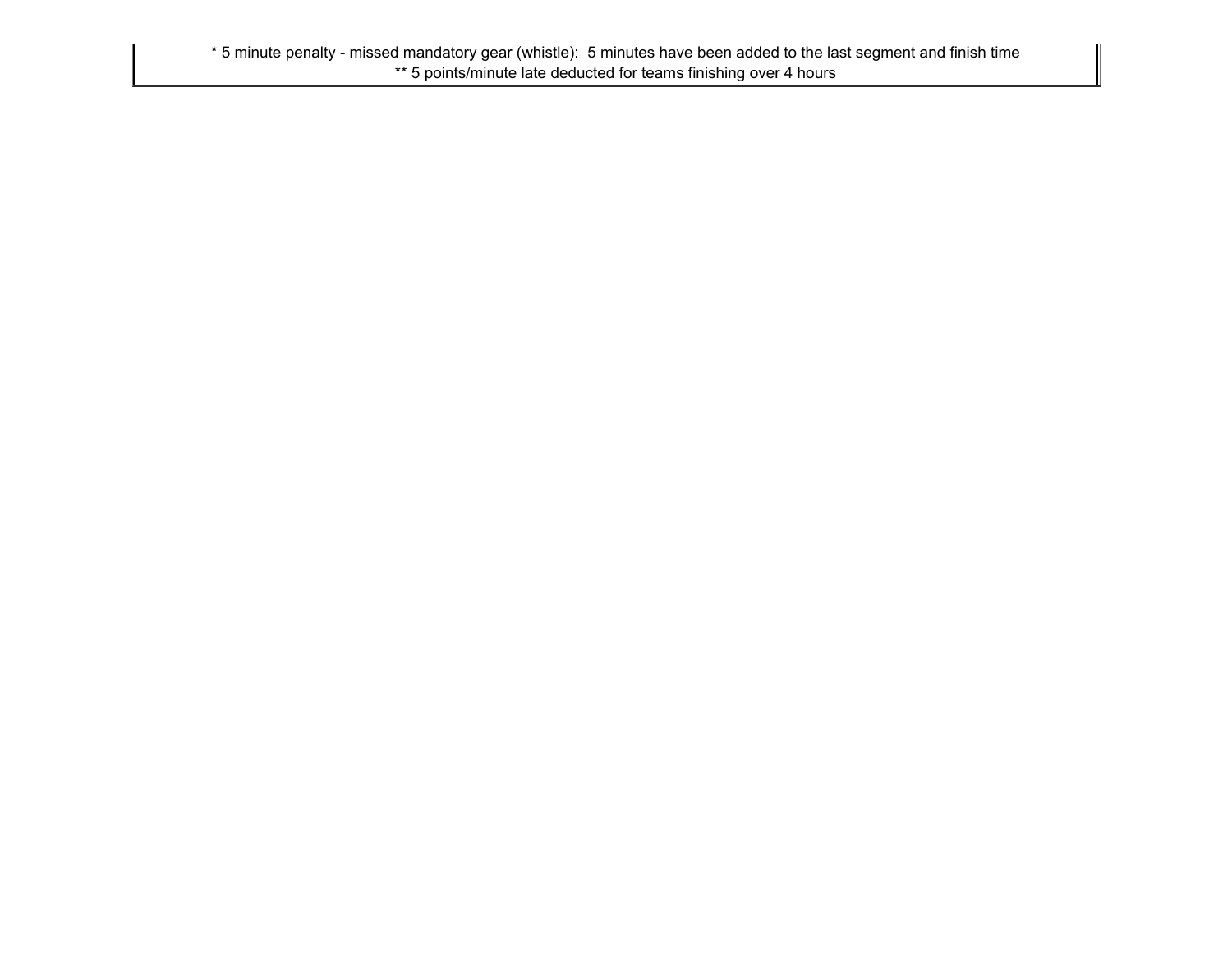* 5 minute penalty - missed mandatory gear (whistle):  5 minutes have been added to the last segment and finish time

** 5 points/minute late deducted for teams finishing over 4 hours